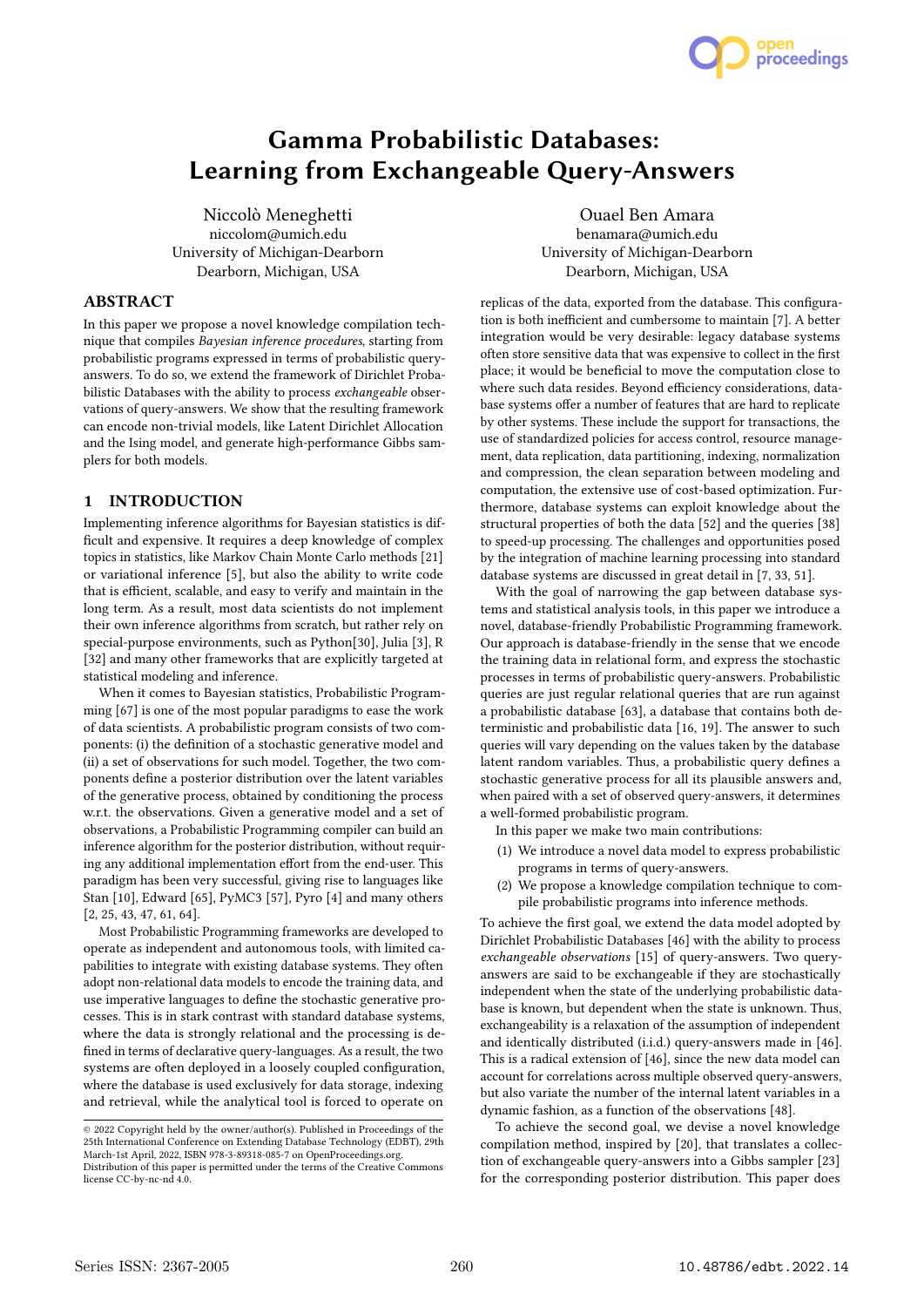# Gamma Probabilistic Databases: Learning from Exchangeable Query-Answers

Niccolò Meneghetti
niccolom@umich.edu
University of Michigan-Dearborn
Dearborn, Michigan, USA

Ouael Ben Amara
benamara@umich.edu
University of Michigan-Dearborn
Dearborn, Michigan, USA

## ABSTRACT

In this paper we propose a novel knowledge compilation technique that compiles *Bayesian inference procedures*, starting from probabilistic programs expressed in terms of probabilistic query-answers. To do so, we extend the framework of Dirichlet Probabilistic Databases with the ability to process *exchangeable* observations of query-answers. We show that the resulting framework can encode non-trivial models, like Latent Dirichlet Allocation and the Ising model, and generate high-performance Gibbs samplers for both models.

## 1 INTRODUCTION

Implementing inference algorithms for Bayesian statistics is difficult and expensive. It requires a deep knowledge of complex topics in statistics, like Markov Chain Monte Carlo methods [21] or variational inference [5], but also the ability to write code that is efficient, scalable, and easy to verify and maintain in the long term. As a result, most data scientists do not implement their own inference algorithms from scratch, but rather rely on special-purpose environments, such as Python[30], Julia [3], R [32] and many other frameworks that are explicitly targeted at statistical modeling and inference.

When it comes to Bayesian statistics, Probabilistic Programming [67] is one of the most popular paradigms to ease the work of data scientists. A probabilistic program consists of two components: (i) the definition of a stochastic generative model and (ii) a set of observations for such model. Together, the two components define a posterior distribution over the latent variables of the generative process, obtained by conditioning the process w.r.t. the observations. Given a generative model and a set of observations, a Probabilistic Programming compiler can build an inference algorithm for the posterior distribution, without requiring any additional implementation effort from the end-user. This paradigm has been very successful, giving rise to languages like Stan [10], Edward [65], PyMC3 [57], Pyro [4] and many others [2, 25, 43, 47, 61, 64].

Most Probabilistic Programming frameworks are developed to operate as independent and autonomous tools, with limited capabilities to integrate with existing database systems. They often adopt non-relational data models to encode the training data, and use imperative languages to define the stochastic generative processes. This is in stark contrast with standard database systems, where the data is strongly relational and the processing is defined in terms of declarative query-languages. As a result, the two systems are often deployed in a loosely coupled configuration, where the database is used exclusively for data storage, indexing and retrieval, while the analytical tool is forced to operate on replicas of the data, exported from the database. This configuration is both inefficient and cumbersome to maintain [7]. A better integration would be very desirable: legacy database systems often store sensitive data that was expensive to collect in the first place; it would be beneficial to move the computation close to where such data resides. Beyond efficiency considerations, database systems offer a number of features that are hard to replicate by other systems. These include the support for transactions, the use of standardized policies for access control, resource management, data replication, data partitioning, indexing, normalization and compression, the clean separation between modeling and computation, the extensive use of cost-based optimization. Furthermore, database systems can exploit knowledge about the structural properties of both the data [52] and the queries [38] to speed-up processing. The challenges and opportunities posed by the integration of machine learning processing into standard database systems are discussed in great detail in [7, 33, 51].

With the goal of narrowing the gap between database systems and statistical analysis tools, in this paper we introduce a novel, database-friendly Probabilistic Programming framework. Our approach is database-friendly in the sense that we encode the training data in relational form, and express the stochastic processes in terms of probabilistic query-answers. Probabilistic queries are just regular relational queries that are run against a probabilistic database [63], a database that contains both deterministic and probabilistic data [16, 19]. The answer to such queries will vary depending on the values taken by the database latent random variables. Thus, a probabilistic query defines a stochastic generative process for all its plausible answers and, when paired with a set of observed query-answers, it determines a well-formed probabilistic program.

In this paper we make two main contributions:

1. We introduce a novel data model to express probabilistic programs in terms of query-answers.
2. We propose a knowledge compilation technique to compile probabilistic programs into inference methods.

To achieve the first goal, we extend the data model adopted by Dirichlet Probabilistic Databases [46] with the ability to process *exchangeable observations* [15] of query-answers. Two query-answers are said to be exchangeable if they are stochastically independent when the state of the underlying probabilistic database is known, but dependent when the state is unknown. Thus, exchangeability is a relaxation of the assumption of independent and identically distributed (i.i.d.) query-answers made in [46]. This is a radical extension of [46], since the new data model can account for correlations across multiple observed query-answers, but also variate the number of the internal latent variables in a dynamic fashion, as a function of the observations [48].

To achieve the second goal, we devise a novel knowledge compilation method, inspired by [20], that translates a collection of exchangeable query-answers into a Gibbs sampler [23] for the corresponding posterior distribution. This paper does

© 2022 Copyright held by the owner/author(s). Published in Proceedings of the 25th International Conference on Extending Database Technology (EDBT), 29th March-1st April, 2022, ISBN 978-3-89318-085-7 on OpenProceedings.org.
Distribution of this paper is permitted under the terms of the Creative Commons license CC-by-nc-nd 4.0.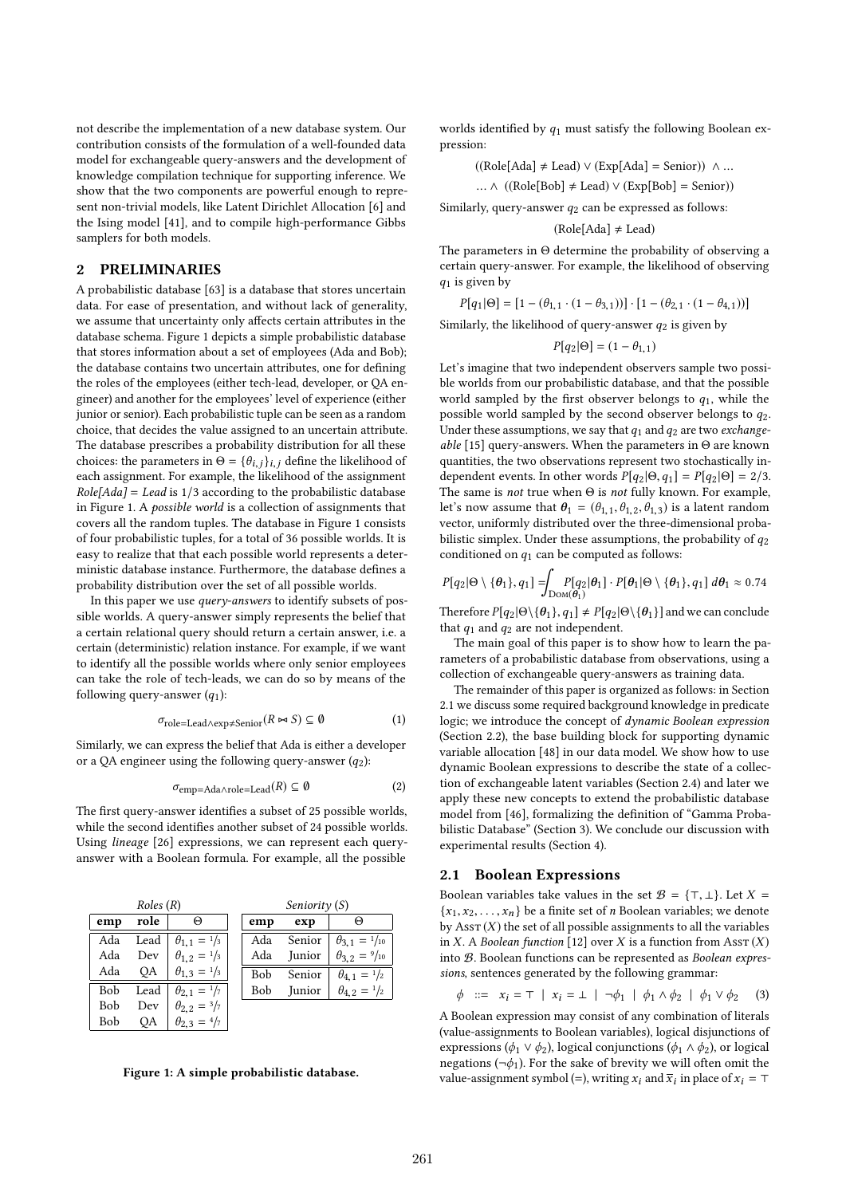not describe the implementation of a new database system. Our contribution consists of the formulation of a well-founded data model for exchangeable query-answers and the development of knowledge compilation technique for supporting inference. We show that the two components are powerful enough to represent non-trivial models, like Latent Dirichlet Allocation [6] and the Ising model [41], and to compile high-performance Gibbs samplers for both models.

## 2 PRELIMINARIES

A probabilistic database [63] is a database that stores uncertain data. For ease of presentation, and without lack of generality, we assume that uncertainty only affects certain attributes in the database schema. Figure 1 depicts a simple probabilistic database that stores information about a set of employees (Ada and Bob); the database contains two uncertain attributes, one for defining the roles of the employees (either tech-lead, developer, or QA engineer) and another for the employees' level of experience (either junior or senior). Each probabilistic tuple can be seen as a random choice, that decides the value assigned to an uncertain attribute. The database prescribes a probability distribution for all these choices: the parameters in $\Theta = \{\theta_{i,j}\}_{i,j}$ define the likelihood of each assignment. For example, the likelihood of the assignment *Role[Ada] = Lead* is 1/3 according to the probabilistic database in Figure 1. A *possible world* is a collection of assignments that covers all the random tuples. The database in Figure 1 consists of four probabilistic tuples, for a total of 36 possible worlds. It is easy to realize that that each possible world represents a deterministic database instance. Furthermore, the database defines a probability distribution over the set of all possible worlds.

In this paper we use *query-answers* to identify subsets of possible worlds. A query-answer simply represents the belief that a certain relational query should return a certain answer, i.e. a certain (deterministic) relation instance. For example, if we want to identify all the possible worlds where only senior employees can take the role of tech-leads, we can do so by means of the following query-answer ($q_1$):

$$\sigma_{\text{role=Lead}\wedge\text{exp}\neq\text{Senior}}(R \bowtie S) \subseteq \emptyset \tag{1}$$

Similarly, we can express the belief that Ada is either a developer or a QA engineer using the following query-answer ($q_2$):

$$\sigma_{\text{emp=Ada}\wedge\text{role=Lead}}(R) \subseteq \emptyset \tag{2}$$

The first query-answer identifies a subset of 25 possible worlds, while the second identifies another subset of 24 possible worlds. Using *lineage* [26] expressions, we can represent each query-answer with a Boolean formula. For example, all the possible worlds identified by $q_1$ must satisfy the following Boolean expression:

$$((\text{Role[Ada]} \neq \text{Lead}) \vee (\text{Exp[Ada]} = \text{Senior})) \;\wedge \ldots$$
$$\ldots \wedge \; ((\text{Role[Bob]} \neq \text{Lead}) \vee (\text{Exp[Bob]} = \text{Senior}))$$

Similarly, query-answer $q_2$ can be expressed as follows:

$$(\text{Role[Ada]} \neq \text{Lead})$$

The parameters in $\Theta$ determine the probability of observing a certain query-answer. For example, the likelihood of observing $q_1$ is given by

$$P[q_1|\Theta] = [1 - (\theta_{1,1} \cdot (1 - \theta_{3,1}))] \cdot [1 - (\theta_{2,1} \cdot (1 - \theta_{4,1}))]$$

Similarly, the likelihood of query-answer $q_2$ is given by

$$P[q_2|\Theta] = (1 - \theta_{1,1})$$

Let's imagine that two independent observers sample two possible worlds from our probabilistic database, and that the possible world sampled by the first observer belongs to $q_1$, while the possible world sampled by the second observer belongs to $q_2$. Under these assumptions, we say that $q_1$ and $q_2$ are two *exchangeable* [15] query-answers. When the parameters in $\Theta$ are known quantities, the two observations represent two stochastically independent events. In other words $P[q_2|\Theta, q_1] = P[q_2|\Theta] = 2/3$. The same is *not* true when $\Theta$ is *not* fully known. For example, let's now assume that $\boldsymbol{\theta}_1 = (\theta_{1,1}, \theta_{1,2}, \theta_{1,3})$ is a latent random vector, uniformly distributed over the three-dimensional probabilistic simplex. Under these assumptions, the probability of $q_2$ conditioned on $q_1$ can be computed as follows:

$$P[q_2|\Theta \setminus \{\boldsymbol{\theta}_1\}, q_1] = \int_{\textsc{Dom}(\boldsymbol{\theta}_1)} P[q_2|\boldsymbol{\theta}_1] \cdot P[\boldsymbol{\theta}_1|\Theta \setminus \{\boldsymbol{\theta}_1\}, q_1] \; d\boldsymbol{\theta}_1 \approx 0.74$$

Therefore $P[q_2|\Theta \setminus \{\boldsymbol{\theta}_1\}, q_1] \neq P[q_2|\Theta \setminus \{\boldsymbol{\theta}_1\}]$ and we can conclude that $q_1$ and $q_2$ are not independent.

The main goal of this paper is to show how to learn the parameters of a probabilistic database from observations, using a collection of exchangeable query-answers as training data.

The remainder of this paper is organized as follows: in Section 2.1 we discuss some required background knowledge in predicate logic; we introduce the concept of *dynamic Boolean expression* (Section 2.2), the base building block for supporting dynamic variable allocation [48] in our data model. We show how to use dynamic Boolean expressions to describe the state of a collection of exchangeable latent variables (Section 2.4) and later we apply these new concepts to extend the probabilistic database model from [46], formalizing the definition of "Gamma Probabilistic Database" (Section 3). We conclude our discussion with experimental results (Section 4).

*Roles (R)*

| emp | role | $\Theta$ |
|---|---|---|
| Ada | Lead | $\theta_{1,1} = 1/3$ |
| Ada | Dev | $\theta_{1,2} = 1/3$ |
| Ada | QA | $\theta_{1,3} = 1/3$ |
| Bob | Lead | $\theta_{2,1} = 1/7$ |
| Bob | Dev | $\theta_{2,2} = 3/7$ |
| Bob | QA | $\theta_{2,3} = 4/7$ |

*Seniority (S)*

| emp | exp | $\Theta$ |
|---|---|---|
| Ada | Senior | $\theta_{3,1} = 1/10$ |
| Ada | Junior | $\theta_{3,2} = 9/10$ |
| Bob | Senior | $\theta_{4,1} = 1/2$ |
| Bob | Junior | $\theta_{4,2} = 1/2$ |

**Figure 1: A simple probabilistic database.**

### 2.1 Boolean Expressions

Boolean variables take values in the set $\mathcal{B} = \{\top, \bot\}$. Let $X = \{x_1, x_2, \ldots, x_n\}$ be a finite set of $n$ Boolean variables; we denote by $\textsc{Asst}(X)$ the set of all possible assignments to all the variables in $X$. A *Boolean function* [12] over $X$ is a function from $\textsc{Asst}(X)$ into $\mathcal{B}$. Boolean functions can be represented as *Boolean expressions*, sentences generated by the following grammar:

$$\phi \quad ::= \quad x_i = \top \;\mid\; x_i = \bot \;\mid\; \neg\phi_1 \;\mid\; \phi_1 \wedge \phi_2 \;\mid\; \phi_1 \vee \phi_2 \tag{3}$$

A Boolean expression may consist of any combination of literals (value-assignments to Boolean variables), logical disjunctions of expressions ($\phi_1 \vee \phi_2$), logical conjunctions ($\phi_1 \wedge \phi_2$), or logical negations ($\neg\phi_1$). For the sake of brevity we will often omit the value-assignment symbol (=), writing $x_i$ and $\overline{x}_i$ in place of $x_i = \top$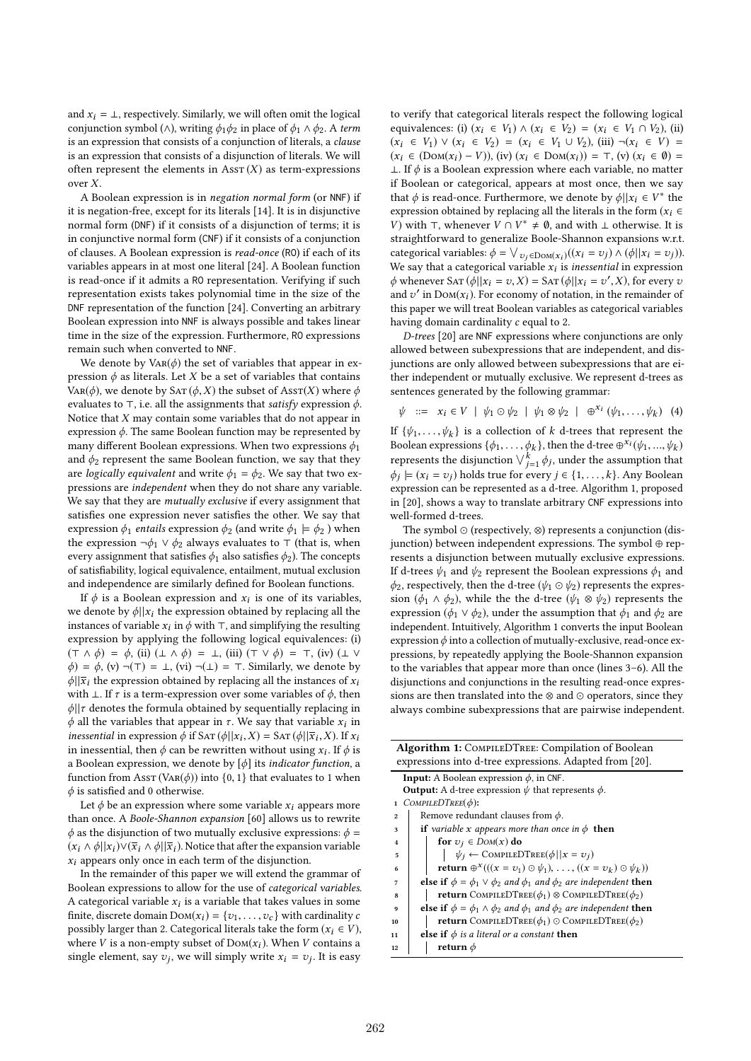and $x_i = \bot$, respectively. Similarly, we will often omit the logical conjunction symbol ($\wedge$), writing $\phi_1\phi_2$ in place of $\phi_1 \wedge \phi_2$. A *term* is an expression that consists of a conjunction of literals, a *clause* is an expression that consists of a disjunction of literals. We will often represent the elements in $\textsc{Asst}(X)$ as term-expressions over $X$.

A Boolean expression is in *negation normal form* (or NNF) if it is negation-free, except for its literals [14]. It is in disjunctive normal form (DNF) if it consists of a disjunction of terms; it is in conjunctive normal form (CNF) if it consists of a conjunction of clauses. A Boolean expression is *read-once* (RO) if each of its variables appears in at most one literal [24]. A Boolean function is read-once if it admits a RO representation. Verifying if such representation exists takes polynomial time in the size of the DNF representation of the function [24]. Converting an arbitrary Boolean expression into NNF is always possible and takes linear time in the size of the expression. Furthermore, RO expressions remain such when converted to NNF.

We denote by $\textsc{Var}(\phi)$ the set of variables that appear in expression $\phi$ as literals. Let $X$ be a set of variables that contains $\textsc{Var}(\phi)$, we denote by $\textsc{Sat}(\phi, X)$ the subset of $\textsc{Asst}(X)$ where $\phi$ evaluates to $\top$, i.e. all the assignments that *satisfy* expression $\phi$. Notice that $X$ may contain some variables that do not appear in expression $\phi$. The same Boolean function may be represented by many different Boolean expressions. When two expressions $\phi_1$ and $\phi_2$ represent the same Boolean function, we say that they are *logically equivalent* and write $\phi_1 = \phi_2$. We say that two expressions are *independent* when they do not share any variable. We say that they are *mutually exclusive* if every assignment that satisfies one expression never satisfies the other. We say that expression $\phi_1$ *entails* expression $\phi_2$ (and write $\phi_1 \models \phi_2$ ) when the expression $\neg\phi_1 \vee \phi_2$ always evaluates to $\top$ (that is, when every assignment that satisfies $\phi_1$ also satisfies $\phi_2$). The concepts of satisfiability, logical equivalence, entailment, mutual exclusion and independence are similarly defined for Boolean functions.

If $\phi$ is a Boolean expression and $x_i$ is one of its variables, we denote by $\phi||x_i$ the expression obtained by replacing all the instances of variable $x_i$ in $\phi$ with $\top$, and simplifying the resulting expression by applying the following logical equivalences: (i) $(\top \wedge \phi) = \phi$, (ii) $(\bot \wedge \phi) = \bot$, (iii) $(\top \vee \phi) = \top$, (iv) $(\bot \vee \phi) = \phi$, (v) $\neg(\top) = \bot$, (vi) $\neg(\bot) = \top$. Similarly, we denote by $\phi||\overline{x}_i$ the expression obtained by replacing all the instances of $x_i$ with $\bot$. If $\tau$ is a term-expression over some variables of $\phi$, then $\phi||\tau$ denotes the formula obtained by sequentially replacing in $\phi$ all the variables that appear in $\tau$. We say that variable $x_i$ in *inessential* in expression $\phi$ if $\textsc{Sat}(\phi||x_i, X) = \textsc{Sat}(\phi||\overline{x}_i, X)$. If $x_i$ in inessential, then $\phi$ can be rewritten without using $x_i$. If $\phi$ is a Boolean expression, we denote by $[\phi]$ its *indicator function*, a function from $\textsc{Asst}(\textsc{Var}(\phi))$ into $\{0, 1\}$ that evaluates to 1 when $\phi$ is satisfied and 0 otherwise.

Let $\phi$ be an expression where some variable $x_i$ appears more than once. A *Boole-Shannon expansion* [60] allows us to rewrite $\phi$ as the disjunction of two mutually exclusive expressions: $\phi = (x_i \wedge \phi||x_i) \vee (\overline{x}_i \wedge \phi||\overline{x}_i)$. Notice that after the expansion variable $x_i$ appears only once in each term of the disjunction.

In the remainder of this paper we will extend the grammar of Boolean expressions to allow for the use of *categorical variables*. A categorical variable $x_i$ is a variable that takes values in some finite, discrete domain $\textsc{Dom}(x_i) = \{v_1, \ldots, v_c\}$ with cardinality $c$ possibly larger than 2. Categorical literals take the form $(x_i \in V)$, where $V$ is a non-empty subset of $\textsc{Dom}(x_i)$. When $V$ contains a single element, say $v_j$, we will simply write $x_i = v_j$. It is easy to verify that categorical literals respect the following logical equivalences: (i) $(x_i \in V_1) \wedge (x_i \in V_2) = (x_i \in V_1 \cap V_2)$, (ii) $(x_i \in V_1) \vee (x_i \in V_2) = (x_i \in V_1 \cup V_2)$, (iii) $\neg(x_i \in V) = (x_i \in (\textsc{Dom}(x_i) - V))$, (iv) $(x_i \in \textsc{Dom}(x_i)) = \top$, (v) $(x_i \in \emptyset) = \bot$. If $\phi$ is a Boolean expression where each variable, no matter if Boolean or categorical, appears at most once, then we say that $\phi$ is read-once. Furthermore, we denote by $\phi||x_i \in V^*$ the expression obtained by replacing all the literals in the form $(x_i \in V)$ with $\top$, whenever $V \cap V^* \neq \emptyset$, and with $\bot$ otherwise. It is straightforward to generalize Boole-Shannon expansions w.r.t. categorical variables: $\phi = \bigvee_{v_j \in \textsc{Dom}(x_i)} ((x_i = v_j) \wedge (\phi||x_i = v_j))$. We say that a categorical variable $x_i$ is *inessential* in expression $\phi$ whenever $\textsc{Sat}(\phi||x_i = v, X) = \textsc{Sat}(\phi||x_i = v', X)$, for every $v$ and $v'$ in $\textsc{Dom}(x_i)$. For economy of notation, in the remainder of this paper we will treat Boolean variables as categorical variables having domain cardinality $c$ equal to 2.

*D-trees* [20] are NNF expressions where conjunctions are only allowed between subexpressions that are independent, and disjunctions are only allowed between subexpressions that are either independent or mutually exclusive. We represent d-trees as sentences generated by the following grammar:

$$\psi \quad ::= \quad x_i \in V \ \mid \ \psi_1 \odot \psi_2 \ \mid \ \psi_1 \otimes \psi_2 \ \mid \ \oplus^{x_i}(\psi_1, \ldots, \psi_k) \quad (4)$$

If $\{\psi_1, \ldots, \psi_k\}$ is a collection of $k$ d-trees that represent the Boolean expressions $\{\phi_1, \ldots, \phi_k\}$, then the d-tree $\oplus^{x_i}(\psi_1, \ldots, \psi_k)$ represents the disjunction $\bigvee_{j=1}^{k} \phi_j$, under the assumption that $\phi_j \models (x_i = v_j)$ holds true for every $j \in \{1, \ldots, k\}$. Any Boolean expression can be represented as a d-tree. Algorithm 1, proposed in [20], shows a way to translate arbitrary CNF expressions into well-formed d-trees.

The symbol $\odot$ (respectively, $\otimes$) represents a conjunction (disjunction) between independent expressions. The symbol $\oplus$ represents a disjunction between mutually exclusive expressions. If d-trees $\psi_1$ and $\psi_2$ represent the Boolean expressions $\phi_1$ and $\phi_2$, respectively, then the d-tree $(\psi_1 \odot \psi_2)$ represents the expression $(\phi_1 \wedge \phi_2)$, while the the d-tree $(\psi_1 \otimes \psi_2)$ represents the expression $(\phi_1 \vee \phi_2)$, under the assumption that $\phi_1$ and $\phi_2$ are independent. Intuitively, Algorithm 1 converts the input Boolean expression $\phi$ into a collection of mutually-exclusive, read-once expressions, by repeatedly applying the Boole-Shannon expansion to the variables that appear more than once (lines 3–6). All the disjunctions and conjunctions in the resulting read-once expressions are then translated into the $\otimes$ and $\odot$ operators, since they always combine subexpressions that are pairwise independent.

**Algorithm 1:** CompileDTree: Compilation of Boolean expressions into d-tree expressions. Adapted from [20].

```
Input: A Boolean expression φ, in CNF.
Output: A d-tree expression ψ that represents φ.
1  CompileDTree(φ):
2      Remove redundant clauses from φ.
3      if variable x appears more than once in φ then
4          for v_j ∈ Dom(x) do
5              ψ_j ← CompileDTree(φ||x = v_j)
6          return ⊕^x(((x = v_1) ⊙ ψ_1), ..., ((x = v_k) ⊙ ψ_k))
7      else if φ = φ_1 ∨ φ_2 and φ_1 and φ_2 are independent then
8          return CompileDTree(φ_1) ⊗ CompileDTree(φ_2)
9      else if φ = φ_1 ∧ φ_2 and φ_1 and φ_2 are independent then
10         return CompileDTree(φ_1) ⊙ CompileDTree(φ_2)
11     else if φ is a literal or a constant then
12         return φ
```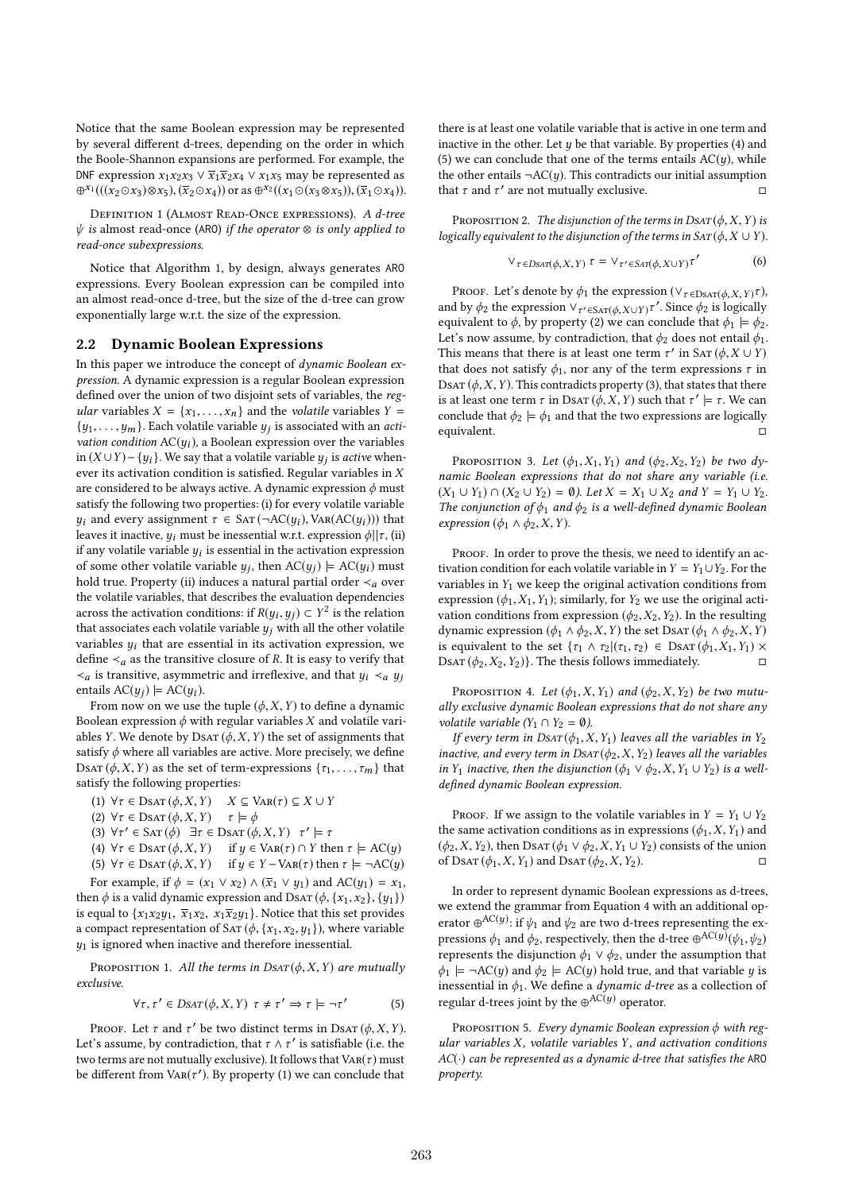Notice that the same Boolean expression may be represented by several different d-trees, depending on the order in which the Boole-Shannon expansions are performed. For example, the DNF expression $x_1x_2x_3 \vee \overline{x}_1\overline{x}_2x_4 \vee x_1x_5$ may be represented as $\oplus^{x_1}(((x_2 \odot x_3) \otimes x_5), (\overline{x}_2 \odot x_4))$ or as $\oplus^{x_2}((x_1 \odot (x_3 \otimes x_5)), (\overline{x}_1 \odot x_4))$.

Definition 1 (Almost Read-Once expressions). *A d-tree $\psi$ is almost read-once (ARO) if the operator $\otimes$ is only applied to read-once subexpressions.*

Notice that Algorithm 1, by design, always generates ARO expressions. Every Boolean expression can be compiled into an almost read-once d-tree, but the size of the d-tree can grow exponentially large w.r.t. the size of the expression.

## 2.2 Dynamic Boolean Expressions

In this paper we introduce the concept of *dynamic Boolean expression*. A dynamic expression is a regular Boolean expression defined over the union of two disjoint sets of variables, the *regular* variables $X = \{x_1, \ldots, x_n\}$ and the *volatile* variables $Y = \{y_1, \ldots, y_m\}$. Each volatile variable $y_j$ is associated with an *activation condition* $\text{AC}(y_i)$, a Boolean expression over the variables in $(X \cup Y) - \{y_i\}$. We say that a volatile variable $y_j$ is *active* whenever its activation condition is satisfied. Regular variables in $X$ are considered to be always active. A dynamic expression $\phi$ must satisfy the following two properties: (i) for every volatile variable $y_i$ and every assignment $\tau \in \text{Sat}(\neg\text{AC}(y_i), \text{Var}(\text{AC}(y_i)))$ that leaves it inactive, $y_i$ must be inessential w.r.t. expression $\phi||\tau$, (ii) if any volatile variable $y_i$ is essential in the activation expression of some other volatile variable $y_j$, then $\text{AC}(y_j) \models \text{AC}(y_i)$ must hold true. Property (ii) induces a natural partial order $\prec_a$ over the volatile variables, that describes the evaluation dependencies across the activation conditions: if $R(y_i, y_j) \subset Y^2$ is the relation that associates each volatile variable $y_j$ with all the other volatile variables $y_i$ that are essential in its activation expression, we define $\prec_a$ as the transitive closure of $R$. It is easy to verify that $\prec_a$ is transitive, asymmetric and irreflexive, and that $y_i \prec_a y_j$ entails $\text{AC}(y_j) \models \text{AC}(y_i)$.

From now on we use the tuple $(\phi, X, Y)$ to define a dynamic Boolean expression $\phi$ with regular variables $X$ and volatile variables $Y$. We denote by $\text{Dsat}(\phi, X, Y)$ the set of assignments that satisfy $\phi$ where all variables are active. More precisely, we define $\text{Dsat}(\phi, X, Y)$ as the set of term-expressions $\{\tau_1, \ldots, \tau_m\}$ that satisfy the following properties:

(1) $\forall \tau \in \text{Dsat}(\phi, X, Y) \quad X \subseteq \text{Var}(\tau) \subseteq X \cup Y$
(2) $\forall \tau \in \text{Dsat}(\phi, X, Y) \quad \tau \models \phi$
(3) $\forall \tau' \in \text{Sat}(\phi) \quad \exists \tau \in \text{Dsat}(\phi, X, Y) \quad \tau' \models \tau$
(4) $\forall \tau \in \text{Dsat}(\phi, X, Y) \quad$ if $y \in \text{Var}(\tau) \cap Y$ then $\tau \models \text{AC}(y)$
(5) $\forall \tau \in \text{Dsat}(\phi, X, Y) \quad$ if $y \in Y - \text{Var}(\tau)$ then $\tau \models \neg\text{AC}(y)$

For example, if $\phi = (x_1 \vee x_2) \wedge (\overline{x}_1 \vee y_1)$ and $\text{AC}(y_1) = x_1$, then $\phi$ is a valid dynamic expression and $\text{Dsat}(\phi, \{x_1, x_2\}, \{y_1\})$ is equal to $\{x_1x_2y_1, \overline{x}_1x_2, x_1\overline{x}_2y_1\}$. Notice that this set provides a compact representation of $\text{Sat}(\phi, \{x_1, x_2, y_1\})$, where variable $y_1$ is ignored when inactive and therefore inessential.

Proposition 1. *All the terms in $\text{Dsat}(\phi, X, Y)$ are mutually exclusive.*

$$\forall \tau, \tau' \in \text{Dsat}(\phi, X, Y) \;\; \tau \neq \tau' \Rightarrow \tau \models \neg\tau' \tag{5}$$

Proof. Let $\tau$ and $\tau'$ be two distinct terms in $\text{Dsat}(\phi, X, Y)$. Let's assume, by contradiction, that $\tau \wedge \tau'$ is satisfiable (i.e. the two terms are not mutually exclusive). It follows that $\text{Var}(\tau)$ must be different from $\text{Var}(\tau')$. By property (1) we can conclude that there is at least one volatile variable that is active in one term and inactive in the other. Let $y$ be that variable. By properties (4) and (5) we can conclude that one of the terms entails $\text{AC}(y)$, while the other entails $\neg\text{AC}(y)$. This contradicts our initial assumption that $\tau$ and $\tau'$ are not mutually exclusive. □

Proposition 2. *The disjunction of the terms in $\text{Dsat}(\phi, X, Y)$ is logically equivalent to the disjunction of the terms in $\text{Sat}(\phi, X \cup Y)$.*

$$\vee_{\tau \in \text{Dsat}(\phi, X, Y)} \; \tau = \vee_{\tau' \in \text{Sat}(\phi, X \cup Y)} \tau' \tag{6}$$

Proof. Let's denote by $\phi_1$ the expression $(\vee_{\tau \in \text{Dsat}(\phi, X, Y)} \tau)$, and by $\phi_2$ the expression $\vee_{\tau' \in \text{Sat}(\phi, X \cup Y)} \tau'$. Since $\phi_2$ is logically equivalent to $\phi$, by property (2) we can conclude that $\phi_1 \models \phi_2$. Let's now assume, by contradiction, that $\phi_2$ does not entail $\phi_1$. This means that there is at least one term $\tau'$ in $\text{Sat}(\phi, X \cup Y)$ that does not satisfy $\phi_1$, nor any of the term expressions $\tau$ in $\text{Dsat}(\phi, X, Y)$. This contradicts property (3), that states that there is at least one term $\tau$ in $\text{Dsat}(\phi, X, Y)$ such that $\tau' \models \tau$. We can conclude that $\phi_2 \models \phi_1$ and that the two expressions are logically equivalent. □

Proposition 3. *Let $(\phi_1, X_1, Y_1)$ and $(\phi_2, X_2, Y_2)$ be two dynamic Boolean expressions that do not share any variable (i.e. $(X_1 \cup Y_1) \cap (X_2 \cup Y_2) = \emptyset$). Let $X = X_1 \cup X_2$ and $Y = Y_1 \cup Y_2$. The conjunction of $\phi_1$ and $\phi_2$ is a well-defined dynamic Boolean expression $(\phi_1 \wedge \phi_2, X, Y)$.*

Proof. In order to prove the thesis, we need to identify an activation condition for each volatile variable in $Y = Y_1 \cup Y_2$. For the variables in $Y_1$ we keep the original activation conditions from expression $(\phi_1, X_1, Y_1)$; similarly, for $Y_2$ we use the original activation conditions from expression $(\phi_2, X_2, Y_2)$. In the resulting dynamic expression $(\phi_1 \wedge \phi_2, X, Y)$ the set $\text{Dsat}(\phi_1 \wedge \phi_2, X, Y)$ is equivalent to the set $\{\tau_1 \wedge \tau_2 | (\tau_1, \tau_2) \in \text{Dsat}(\phi_1, X_1, Y_1) \times \text{Dsat}(\phi_2, X_2, Y_2)\}$. The thesis follows immediately. □

Proposition 4. *Let $(\phi_1, X, Y_1)$ and $(\phi_2, X, Y_2)$ be two mutually exclusive dynamic Boolean expressions that do not share any volatile variable ($Y_1 \cap Y_2 = \emptyset$).*

*If every term in $\text{Dsat}(\phi_1, X, Y_1)$ leaves all the variables in $Y_2$ inactive, and every term in $\text{Dsat}(\phi_2, X, Y_2)$ leaves all the variables in $Y_1$ inactive, then the disjunction $(\phi_1 \vee \phi_2, X, Y_1 \cup Y_2)$ is a well-defined dynamic Boolean expression.*

Proof. If we assign to the volatile variables in $Y = Y_1 \cup Y_2$ the same activation conditions as in expressions $(\phi_1, X, Y_1)$ and $(\phi_2, X, Y_2)$, then $\text{Dsat}(\phi_1 \vee \phi_2, X, Y_1 \cup Y_2)$ consists of the union of $\text{Dsat}(\phi_1, X, Y_1)$ and $\text{Dsat}(\phi_2, X, Y_2)$. □

In order to represent dynamic Boolean expressions as d-trees, we extend the grammar from Equation 4 with an additional operator $\oplus^{\text{AC}(y)}$: if $\psi_1$ and $\psi_2$ are two d-trees representing the expressions $\phi_1$ and $\phi_2$, respectively, then the d-tree $\oplus^{\text{AC}(y)}(\psi_1, \psi_2)$ represents the disjunction $\phi_1 \vee \phi_2$, under the assumption that $\phi_1 \models \neg\text{AC}(y)$ and $\phi_2 \models \text{AC}(y)$ hold true, and that variable $y$ is inessential in $\phi_1$. We define a *dynamic d-tree* as a collection of regular d-trees joint by the $\oplus^{\text{AC}(y)}$ operator.

Proposition 5. *Every dynamic Boolean expression $\phi$ with regular variables $X$, volatile variables $Y$, and activation conditions $AC(\cdot)$ can be represented as a dynamic d-tree that satisfies the ARO property.*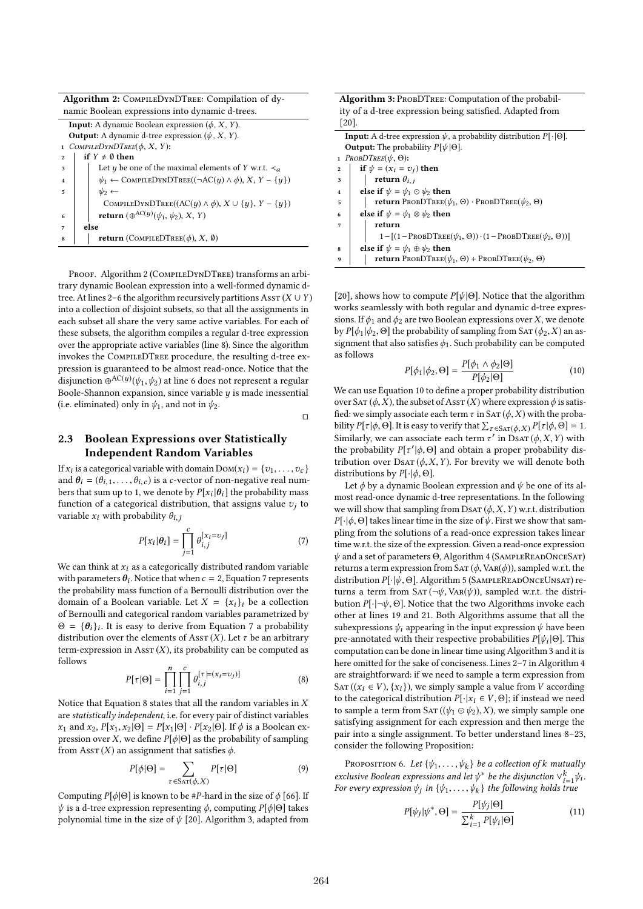**Algorithm 2:** CompileDynDTree: Compilation of dynamic Boolean expressions into dynamic d-trees.

```
Input: A dynamic Boolean expression (φ, X, Y).
Output: A dynamic d-tree expression (ψ, X, Y).
1 CompileDynDTree(φ, X, Y):
2   if Y ≠ ∅ then
3     Let y be one of the maximal elements of Y w.r.t. <_a
4     ψ1 ← CompileDynDTree((¬AC(y) ∧ φ), X, Y − {y})
5     ψ2 ← CompileDynDTree((AC(y) ∧ φ), X ∪ {y}, Y − {y})
6     return (⊕^{AC(y)}(ψ1, ψ2), X, Y)
7   else
8     return (CompileDTree(φ), X, ∅)
```

**Algorithm 3:** ProbDTree: Computation of the probability of a d-tree expression being satisfied. Adapted from [20].

```
Input: A d-tree expression ψ, a probability distribution P[·|Θ].
Output: The probability P[ψ|Θ].
1 ProbDTree(ψ, Θ):
2   if ψ = (x_i = v_j) then
3     return θ_{i,j}
4   else if ψ = ψ1 ⊙ ψ2 then
5     return ProbDTree(ψ1, Θ) · ProbDTree(ψ2, Θ)
6   else if ψ = ψ1 ⊗ ψ2 then
7     return
        1 − [(1 − ProbDTree(ψ1, Θ)) · (1 − ProbDTree(ψ2, Θ))]
8   else if ψ = ψ1 ⊕ ψ2 then
9     return ProbDTree(ψ1, Θ) + ProbDTree(ψ2, Θ)
```

Proof. Algorithm 2 (CompileDynDTree) transforms an arbitrary dynamic Boolean expression into a well-formed dynamic d-tree. At lines 2–6 the algorithm recursively partitions $\text{Asst}(X \cup Y)$ into a collection of disjoint subsets, so that all the assignments in each subset all share the very same active variables. For each of these subsets, the algorithm compiles a regular d-tree expression over the appropriate active variables (line 8). Since the algorithm invokes the CompileDTree procedure, the resulting d-tree expression is guaranteed to be almost read-once. Notice that the disjunction $\oplus^{\text{AC}(y)}(\psi_1, \psi_2)$ at line 6 does not represent a regular Boole-Shannon expansion, since variable $y$ is made inessential (i.e. eliminated) only in $\psi_1$, and not in $\psi_2$. □

## 2.3 Boolean Expressions over Statistically Independent Random Variables

If $x_i$ is a categorical variable with domain $\text{Dom}(x_i) = \{v_1, \ldots, v_c\}$ and $\boldsymbol{\theta}_i = (\theta_{i,1}, \ldots, \theta_{i,c})$ is a $c$-vector of non-negative real numbers that sum up to 1, we denote by $P[x_i|\boldsymbol{\theta}_i]$ the probability mass function of a categorical distribution, that assigns value $v_j$ to variable $x_i$ with probability $\theta_{i,j}$

$$P[x_i|\boldsymbol{\theta}_i] = \prod_{j=1}^{c} \theta_{i,j}^{[x_i=v_j]} \tag{7}$$

We can think at $x_i$ as a categorically distributed random variable with parameters $\boldsymbol{\theta}_i$. Notice that when $c = 2$, Equation 7 represents the probability mass function of a Bernoulli distribution over the domain of a Boolean variable. Let $X = \{x_i\}_i$ be a collection of Bernoulli and categorical random variables parametrized by $\Theta = \{\boldsymbol{\theta}_i\}_i$. It is easy to derive from Equation 7 a probability distribution over the elements of $\text{Asst}(X)$. Let $\tau$ be an arbitrary term-expression in $\text{Asst}(X)$, its probability can be computed as follows

$$P[\tau|\Theta] = \prod_{i=1}^{n} \prod_{j=1}^{c} \theta_{i,j}^{[\tau \models (x_i=v_j)]} \tag{8}$$

Notice that Equation 8 states that all the random variables in $X$ are *statistically independent*, i.e. for every pair of distinct variables $x_1$ and $x_2$, $P[x_1, x_2|\Theta] = P[x_1|\Theta] \cdot P[x_2|\Theta]$. If $\phi$ is a Boolean expression over $X$, we define $P[\phi|\Theta]$ as the probability of sampling from $\text{Asst}(X)$ an assignment that satisfies $\phi$.

$$P[\phi|\Theta] = \sum_{\tau \in \text{Sat}(\phi, X)} P[\tau|\Theta] \tag{9}$$

Computing $P[\phi|\Theta]$ is known to be #*P*-hard in the size of $\phi$ [66]. If $\psi$ is a d-tree expression representing $\phi$, computing $P[\phi|\Theta]$ takes polynomial time in the size of $\psi$ [20]. Algorithm 3, adapted from [20], shows how to compute $P[\psi|\Theta]$. Notice that the algorithm works seamlessly with both regular and dynamic d-tree expressions. If $\phi_1$ and $\phi_2$ are two Boolean expressions over $X$, we denote by $P[\phi_1|\phi_2, \Theta]$ the probability of sampling from $\text{Sat}(\phi_2, X)$ an assignment that also satisfies $\phi_1$. Such probability can be computed as follows

$$P[\phi_1|\phi_2, \Theta] = \frac{P[\phi_1 \wedge \phi_2|\Theta]}{P[\phi_2|\Theta]} \tag{10}$$

We can use Equation 10 to define a proper probability distribution over $\text{Sat}(\phi, X)$, the subset of $\text{Asst}(X)$ where expression $\phi$ is satisfied: we simply associate each term $\tau$ in $\text{Sat}(\phi, X)$ with the probability $P[\tau|\phi, \Theta]$. It is easy to verify that $\sum_{\tau \in \text{Sat}(\phi, X)} P[\tau|\phi, \Theta] = 1$. Similarly, we can associate each term $\tau'$ in $\text{Dsat}(\phi, X, Y)$ with the probability $P[\tau'|\phi, \Theta]$ and obtain a proper probability distribution over $\text{Dsat}(\phi, X, Y)$. For brevity we will denote both distributions by $P[\cdot|\phi, \Theta]$.

Let $\phi$ by a dynamic Boolean expression and $\psi$ be one of its almost read-once dynamic d-tree representations. In the following we will show that sampling from $\text{Dsat}(\phi, X, Y)$ w.r.t. distribution $P[\cdot|\phi, \Theta]$ takes linear time in the size of $\psi$. First we show that sampling from the solutions of a read-once expression takes linear time w.r.t. the size of the expression. Given a read-once expression $\psi$ and a set of parameters $\Theta$, Algorithm 4 (SampleReadOnceSat) returns a term expression from $\text{Sat}(\phi, \text{Var}(\phi))$, sampled w.r.t. the distribution $P[\cdot|\psi, \Theta]$. Algorithm 5 (SampleReadOnceUnsat) returns a term from $\text{Sat}(\neg\psi, \text{Var}(\psi))$, sampled w.r.t. the distribution $P[\cdot|\neg\psi, \Theta]$. Notice that the two Algorithms invoke each other at lines 19 and 21. Both Algorithms assume that all the subexpressions $\psi_i$ appearing in the input expression $\psi$ have been pre-annotated with their respective probabilities $P[\psi_i|\Theta]$. This computation can be done in linear time using Algorithm 3 and it is here omitted for the sake of conciseness. Lines 2–7 in Algorithm 4 are straightforward: if we need to sample a term expression from $\text{Sat}((x_i \in V), \{x_i\})$, we simply sample a value from $V$ according to the categorical distribution $P[\cdot|x_i \in V, \Theta]$; if instead we need to sample a term from $\text{Sat}((\psi_1 \odot \psi_2), X)$, we simply sample one satisfying assignment for each expression and then merge the pair into a single assignment. To better understand lines 8–23, consider the following Proposition:

Proposition 6. *Let $\{\psi_1, \ldots, \psi_k\}$ be a collection of $k$ mutually exclusive Boolean expressions and let $\psi^*$ be the disjunction $\vee_{i=1}^{k} \psi_i$. For every expression $\psi_j$ in $\{\psi_1, \ldots, \psi_k\}$ the following holds true*

$$P[\psi_j|\psi^*, \Theta] = \frac{P[\psi_j|\Theta]}{\sum_{i=1}^{k} P[\psi_i|\Theta]} \tag{11}$$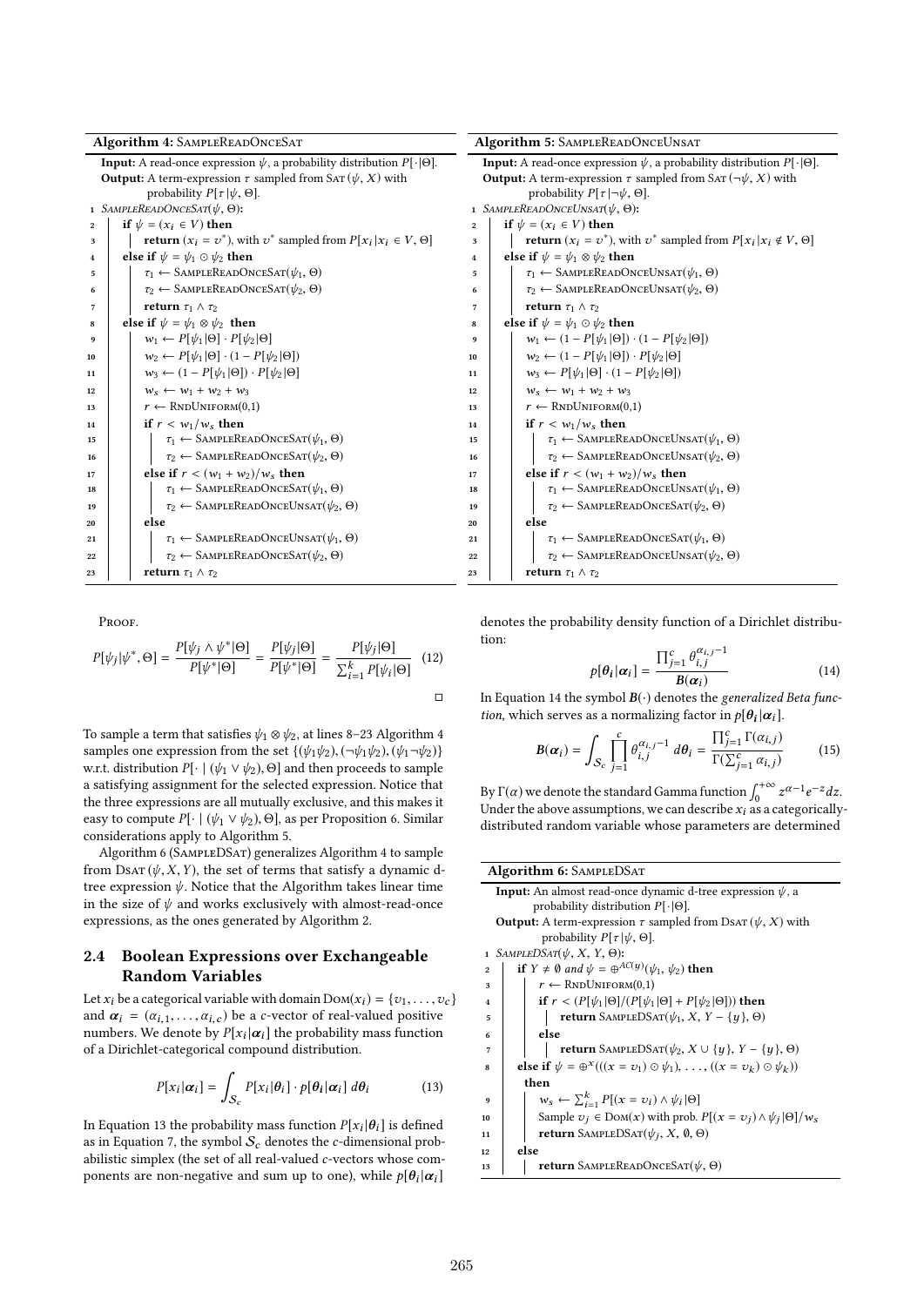**Algorithm 4:** SampleReadOnceSat

```
Input: A read-once expression ψ, a probability distribution P[·|Θ].
Output: A term-expression τ sampled from Sat(ψ, X) with
        probability P[τ|ψ, Θ].
1  SampleReadOnceSat(ψ, Θ):
2    if ψ = (x_i ∈ V) then
3      return (x_i = v*), with v* sampled from P[x_i | x_i ∈ V, Θ]
4    else if ψ = ψ_1 ⊙ ψ_2 then
5      τ_1 ← SampleReadOnceSat(ψ_1, Θ)
6      τ_2 ← SampleReadOnceSat(ψ_2, Θ)
7      return τ_1 ∧ τ_2
8    else if ψ = ψ_1 ⊗ ψ_2 then
9      w_1 ← P[ψ_1|Θ] · P[ψ_2|Θ]
10     w_2 ← P[ψ_1|Θ] · (1 − P[ψ_2|Θ])
11     w_3 ← (1 − P[ψ_1|Θ]) · P[ψ_2|Θ]
12     w_s ← w_1 + w_2 + w_3
13     r ← RndUniform(0,1)
14     if r < w_1/w_s then
15       τ_1 ← SampleReadOnceSat(ψ_1, Θ)
16       τ_2 ← SampleReadOnceSat(ψ_2, Θ)
17     else if r < (w_1 + w_2)/w_s then
18       τ_1 ← SampleReadOnceSat(ψ_1, Θ)
19       τ_2 ← SampleReadOnceUnsat(ψ_2, Θ)
20     else
21       τ_1 ← SampleReadOnceUnsat(ψ_1, Θ)
22       τ_2 ← SampleReadOnceSat(ψ_2, Θ)
23     return τ_1 ∧ τ_2
```

**Algorithm 5:** SampleReadOnceUnsat

```
Input: A read-once expression ψ, a probability distribution P[·|Θ].
Output: A term-expression τ sampled from Sat(¬ψ, X) with
        probability P[τ|¬ψ, Θ].
1  SampleReadOnceUnsat(ψ, Θ):
2    if ψ = (x_i ∈ V) then
3      return (x_i = v*), with v* sampled from P[x_i | x_i ∉ V, Θ]
4    else if ψ = ψ_1 ⊗ ψ_2 then
5      τ_1 ← SampleReadOnceUnsat(ψ_1, Θ)
6      τ_2 ← SampleReadOnceUnsat(ψ_2, Θ)
7      return τ_1 ∧ τ_2
8    else if ψ = ψ_1 ⊙ ψ_2 then
9      w_1 ← (1 − P[ψ_1|Θ]) · (1 − P[ψ_2|Θ])
10     w_2 ← (1 − P[ψ_1|Θ]) · P[ψ_2|Θ]
11     w_3 ← P[ψ_1|Θ] · (1 − P[ψ_2|Θ])
12     w_s ← w_1 + w_2 + w_3
13     r ← RndUniform(0,1)
14     if r < w_1/w_s then
15       τ_1 ← SampleReadOnceUnsat(ψ_1, Θ)
16       τ_2 ← SampleReadOnceUnsat(ψ_2, Θ)
17     else if r < (w_1 + w_2)/w_s then
18       τ_1 ← SampleReadOnceUnsat(ψ_1, Θ)
19       τ_2 ← SampleReadOnceSat(ψ_2, Θ)
20     else
21       τ_1 ← SampleReadOnceSat(ψ_1, Θ)
22       τ_2 ← SampleReadOnceUnsat(ψ_2, Θ)
23     return τ_1 ∧ τ_2
```

Proof.

$$P[\psi_j|\psi^*, \Theta] = \frac{P[\psi_j \wedge \psi^*|\Theta]}{P[\psi^*|\Theta]} = \frac{P[\psi_j|\Theta]}{P[\psi^*|\Theta]} = \frac{P[\psi_j|\Theta]}{\sum_{i=1}^{k} P[\psi_i|\Theta]} \quad (12)$$

□

To sample a term that satisfies $\psi_1 \otimes \psi_2$, at lines 8–23 Algorithm 4 samples one expression from the set $\{(\psi_1\psi_2), (\neg\psi_1\psi_2), (\psi_1\neg\psi_2)\}$ w.r.t. distribution $P[\cdot \mid (\psi_1 \vee \psi_2), \Theta]$ and then proceeds to sample a satisfying assignment for the selected expression. Notice that the three expressions are all mutually exclusive, and this makes it easy to compute $P[\cdot \mid (\psi_1 \vee \psi_2), \Theta]$, as per Proposition 6. Similar considerations apply to Algorithm 5.

Algorithm 6 (SampleDSat) generalizes Algorithm 4 to sample from DSat$(\psi, X, Y)$, the set of terms that satisfy a dynamic d-tree expression $\psi$. Notice that the Algorithm takes linear time in the size of $\psi$ and works exclusively with almost-read-once expressions, as the ones generated by Algorithm 2.

## 2.4 Boolean Expressions over Exchangeable Random Variables

Let $x_i$ be a categorical variable with domain $\text{Dom}(x_i) = \{v_1, \ldots, v_c\}$ and $\boldsymbol{\alpha}_i = (\alpha_{i,1}, \ldots, \alpha_{i,c})$ be a $c$-vector of real-valued positive numbers. We denote by $P[x_i|\boldsymbol{\alpha}_i]$ the probability mass function of a Dirichlet-categorical compound distribution.

$$P[x_i|\boldsymbol{\alpha}_i] = \int_{\mathcal{S}_c} P[x_i|\boldsymbol{\theta}_i] \cdot p[\boldsymbol{\theta}_i|\boldsymbol{\alpha}_i] \; d\boldsymbol{\theta}_i \quad (13)$$

In Equation 13 the probability mass function $P[x_i|\boldsymbol{\theta}_i]$ is defined as in Equation 7, the symbol $\mathcal{S}_c$ denotes the $c$-dimensional probabilistic simplex (the set of all real-valued $c$-vectors whose components are non-negative and sum up to one), while $p[\boldsymbol{\theta}_i|\boldsymbol{\alpha}_i]$ denotes the probability density function of a Dirichlet distribution:

$$p[\boldsymbol{\theta}_i|\boldsymbol{\alpha}_i] = \frac{\prod_{j=1}^{c} \theta_{i,j}^{\alpha_{i,j}-1}}{\boldsymbol{B}(\boldsymbol{\alpha}_i)} \quad (14)$$

In Equation 14 the symbol $\boldsymbol{B}(\cdot)$ denotes the *generalized Beta function*, which serves as a normalizing factor in $p[\boldsymbol{\theta}_i|\boldsymbol{\alpha}_i]$.

$$\boldsymbol{B}(\boldsymbol{\alpha}_i) = \int_{\mathcal{S}_c} \prod_{j=1}^{c} \theta_{i,j}^{\alpha_{i,j}-1} \; d\boldsymbol{\theta}_i = \frac{\prod_{j=1}^{c} \Gamma(\alpha_{i,j})}{\Gamma(\sum_{j=1}^{c} \alpha_{i,j})} \quad (15)$$

By $\Gamma(\alpha)$ we denote the standard Gamma function $\int_0^{+\infty} z^{\alpha-1}e^{-z}dz$. Under the above assumptions, we can describe $x_i$ as a categorically-distributed random variable whose parameters are determined

**Algorithm 6:** SampleDSat

```
Input: An almost read-once dynamic d-tree expression ψ, a
       probability distribution P[·|Θ].
Output: A term-expression τ sampled from DSat(ψ, X) with
        probability P[τ|ψ, Θ].
1  SampleDSat(ψ, X, Y, Θ):
2    if Y ≠ ∅ and ψ = ⊕^{AC(y)}(ψ_1, ψ_2) then
3      r ← RndUniform(0,1)
4      if r < (P[ψ_1|Θ]/(P[ψ_1|Θ] + P[ψ_2|Θ])) then
5        return SampleDSat(ψ_1, X, Y − {y}, Θ)
6      else
7        return SampleDSat(ψ_2, X ∪ {y}, Y − {y}, Θ)
8    else if ψ = ⊕^x(((x = v_1) ⊙ ψ_1), ..., ((x = v_k) ⊙ ψ_k))
       then
9      w_s ← Σ_{i=1}^{k} P[(x = v_i) ∧ ψ_i|Θ]
10     Sample v_j ∈ Dom(x) with prob. P[(x = v_j) ∧ ψ_j|Θ]/w_s
11     return SampleDSat(ψ_j, X, ∅, Θ)
12   else
13     return SampleReadOnceSat(ψ, Θ)
```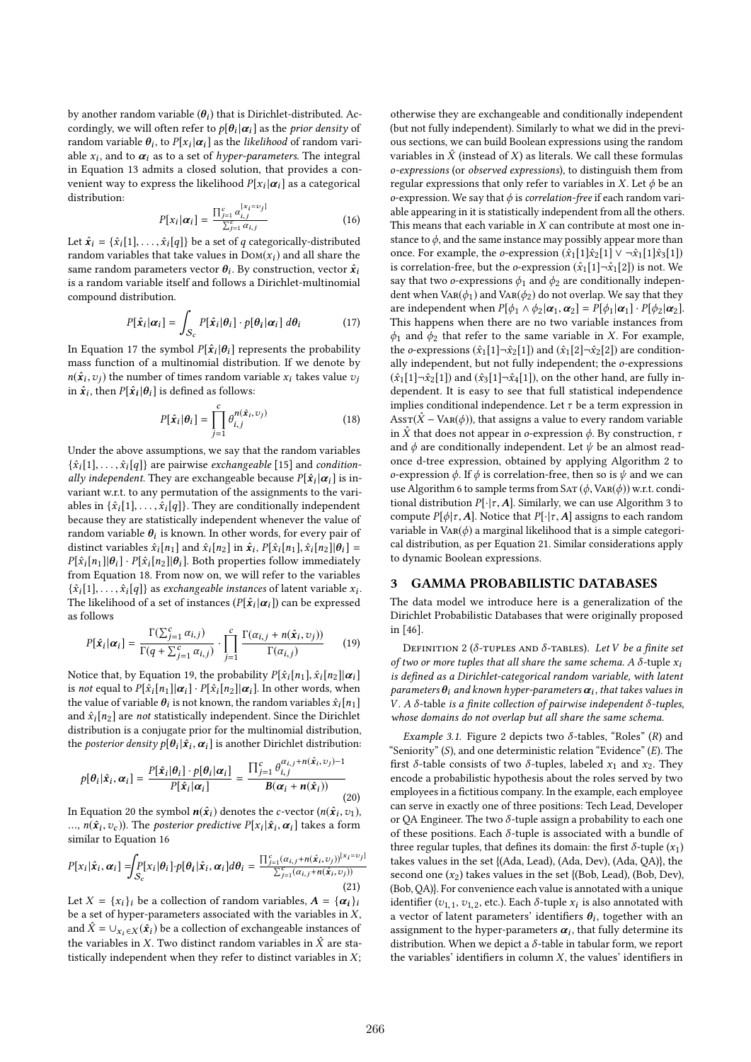by another random variable ($\boldsymbol{\theta}_i$) that is Dirichlet-distributed. Accordingly, we will often refer to $p[\boldsymbol{\theta}_i|\boldsymbol{\alpha}_i]$ as the *prior density* of random variable $\boldsymbol{\theta}_i$, to $P[x_i|\boldsymbol{\alpha}_i]$ as the *likelihood* of random variable $x_i$, and to $\boldsymbol{\alpha}_i$ as to a set of *hyper-parameters*. The integral in Equation 13 admits a closed solution, that provides a convenient way to express the likelihood $P[x_i|\boldsymbol{\alpha}_i]$ as a categorical distribution:

$$P[x_i|\boldsymbol{\alpha}_i] = \frac{\prod_{j=1}^{c} \alpha_{i,j}^{[x_i=v_j]}}{\sum_{j=1}^{c} \alpha_{i,j}} \tag{16}$$

Let $\hat{\boldsymbol{x}}_i = \{\hat{x}_i[1], \ldots, \hat{x}_i[q]\}$ be a set of $q$ categorically-distributed random variables that take values in $\text{Dom}(x_i)$ and all share the same random parameters vector $\boldsymbol{\theta}_i$. By construction, vector $\hat{\boldsymbol{x}}_i$ is a random variable itself and follows a Dirichlet-multinomial compound distribution.

$$P[\hat{\boldsymbol{x}}_i|\boldsymbol{\alpha}_i] = \int_{\mathcal{S}_c} P[\hat{\boldsymbol{x}}_i|\boldsymbol{\theta}_i] \cdot p[\boldsymbol{\theta}_i|\boldsymbol{\alpha}_i] \; d\boldsymbol{\theta}_i \tag{17}$$

In Equation 17 the symbol $P[\hat{\boldsymbol{x}}_i|\boldsymbol{\theta}_i]$ represents the probability mass function of a multinomial distribution. If we denote by $n(\hat{\boldsymbol{x}}_i, v_j)$ the number of times random variable $x_i$ takes value $v_j$ in $\hat{\boldsymbol{x}}_i$, then $P[\hat{\boldsymbol{x}}_i|\boldsymbol{\theta}_i]$ is defined as follows:

$$P[\hat{\boldsymbol{x}}_i|\boldsymbol{\theta}_i] = \prod_{j=1}^{c} \theta_{i,j}^{n(\hat{\boldsymbol{x}}_i, v_j)} \tag{18}$$

Under the above assumptions, we say that the random variables $\{\hat{x}_i[1], \ldots, \hat{x}_i[q]\}$ are pairwise *exchangeable* [15] and *conditionally independent*. They are exchangeable because $P[\hat{\boldsymbol{x}}_i|\boldsymbol{\alpha}_i]$ is invariant w.r.t. to any permutation of the assignments to the variables in $\{\hat{x}_i[1], \ldots, \hat{x}_i[q]\}$. They are conditionally independent because they are statistically independent whenever the value of random variable $\boldsymbol{\theta}_i$ is known. In other words, for every pair of distinct variables $\hat{x}_i[n_1]$ and $\hat{x}_i[n_2]$ in $\hat{\boldsymbol{x}}_i$, $P[\hat{x}_i[n_1], \hat{x}_i[n_2]|\boldsymbol{\theta}_i] = P[\hat{x}_i[n_1]|\boldsymbol{\theta}_i] \cdot P[\hat{x}_i[n_2]|\boldsymbol{\theta}_i]$. Both properties follow immediately from Equation 18. From now on, we will refer to the variables $\{\hat{x}_i[1], \ldots, \hat{x}_i[q]\}$ as *exchangeable instances* of latent variable $x_i$. The likelihood of a set of instances ($P[\hat{\boldsymbol{x}}_i|\boldsymbol{\alpha}_i]$) can be expressed as follows

$$P[\hat{\boldsymbol{x}}_i|\boldsymbol{\alpha}_i] = \frac{\Gamma(\sum_{j=1}^{c} \alpha_{i,j})}{\Gamma(q + \sum_{j=1}^{c} \alpha_{i,j})} \cdot \prod_{j=1}^{c} \frac{\Gamma(\alpha_{i,j} + n(\hat{\boldsymbol{x}}_i, v_j))}{\Gamma(\alpha_{i,j})} \tag{19}$$

Notice that, by Equation 19, the probability $P[\hat{x}_i[n_1], \hat{x}_i[n_2]|\boldsymbol{\alpha}_i]$ is *not* equal to $P[\hat{x}_i[n_1]|\boldsymbol{\alpha}_i] \cdot P[\hat{x}_i[n_2]|\boldsymbol{\alpha}_i]$. In other words, when the value of variable $\boldsymbol{\theta}_i$ is not known, the random variables $\hat{x}_i[n_1]$ and $\hat{x}_i[n_2]$ are *not* statistically independent. Since the Dirichlet distribution is a conjugate prior for the multinomial distribution, the *posterior density* $p[\boldsymbol{\theta}_i|\hat{\boldsymbol{x}}_i, \boldsymbol{\alpha}_i]$ is another Dirichlet distribution:

$$p[\boldsymbol{\theta}_i|\hat{\boldsymbol{x}}_i, \boldsymbol{\alpha}_i] = \frac{P[\hat{\boldsymbol{x}}_i|\boldsymbol{\theta}_i] \cdot p[\boldsymbol{\theta}_i|\boldsymbol{\alpha}_i]}{P[\hat{\boldsymbol{x}}_i|\boldsymbol{\alpha}_i]} = \frac{\prod_{j=1}^{c} \theta_{i,j}^{\alpha_{i,j} + n(\hat{\boldsymbol{x}}_i, v_j) - 1}}{\boldsymbol{B}(\boldsymbol{\alpha}_i + \boldsymbol{n}(\hat{\boldsymbol{x}}_i))} \tag{20}$$

In Equation 20 the symbol $\boldsymbol{n}(\hat{\boldsymbol{x}}_i)$ denotes the $c$-vector $(n(\hat{\boldsymbol{x}}_i, v_1), \ldots, n(\hat{\boldsymbol{x}}_i, v_c))$. The *posterior predictive* $P[x_i|\hat{\boldsymbol{x}}_i, \boldsymbol{\alpha}_i]$ takes a form similar to Equation 16

$$P[x_i|\hat{\boldsymbol{x}}_i, \boldsymbol{\alpha}_i] = \int_{\mathcal{S}_c} P[x_i|\boldsymbol{\theta}_i] \cdot p[\boldsymbol{\theta}_i|\hat{\boldsymbol{x}}_i, \boldsymbol{\alpha}_i] d\boldsymbol{\theta}_i = \frac{\prod_{j=1}^{c} (\alpha_{i,j} + n(\hat{\boldsymbol{x}}_i, v_j))^{[x_i=v_j]}}{\sum_{j=1}^{c} (\alpha_{i,j} + n(\hat{\boldsymbol{x}}_i, v_j))} \tag{21}$$

Let $X = \{x_i\}_i$ be a collection of random variables, $\boldsymbol{A} = \{\boldsymbol{\alpha}_i\}_i$ be a set of hyper-parameters associated with the variables in $X$, and $\hat{X} = \cup_{x_i \in X}(\hat{\boldsymbol{x}}_i)$ be a collection of exchangeable instances of the variables in $X$. Two distinct random variables in $\hat{X}$ are statistically independent when they refer to distinct variables in $X$; otherwise they are exchangeable and conditionally independent (but not fully independent). Similarly to what we did in the previous sections, we can build Boolean expressions using the random variables in $\hat{X}$ (instead of $X$) as literals. We call these formulas *o-expressions* (or *observed expressions*), to distinguish them from regular expressions that only refer to variables in $X$. Let $\phi$ be an *o*-expression. We say that $\phi$ is *correlation-free* if each random variable appearing in it is statistically independent from all the others. This means that each variable in $X$ can contribute at most one instance to $\phi$, and the same instance may possibly appear more than once. For example, the *o*-expression $(\hat{x}_1[1]\hat{x}_2[1] \vee \neg\hat{x}_1[1]\hat{x}_3[1])$ is correlation-free, but the *o*-expression $(\hat{x}_1[1]\neg\hat{x}_1[2])$ is not. We say that two *o*-expressions $\phi_1$ and $\phi_2$ are conditionally independent when $\text{Var}(\phi_1)$ and $\text{Var}(\phi_2)$ do not overlap. We say that they are independent when $P[\phi_1 \wedge \phi_2|\boldsymbol{\alpha}_1, \boldsymbol{\alpha}_2] = P[\phi_1|\boldsymbol{\alpha}_1] \cdot P[\phi_2|\boldsymbol{\alpha}_2]$. This happens when there are no two variable instances from $\phi_1$ and $\phi_2$ that refer to the same variable in $X$. For example, the *o*-expressions $(\hat{x}_1[1]\neg\hat{x}_2[1])$ and $(\hat{x}_1[2]\neg\hat{x}_2[2])$ are conditionally independent, but not fully independent; the *o*-expressions $(\hat{x}_1[1]\neg\hat{x}_2[1])$ and $(\hat{x}_3[1]\neg\hat{x}_4[1])$, on the other hand, are fully independent. It is easy to see that full statistical independence implies conditional independence. Let $\tau$ be a term expression in $\text{Asst}(\hat{X} - \text{Var}(\phi))$, that assigns a value to every random variable in $\hat{X}$ that does not appear in *o*-expression $\phi$. By construction, $\tau$ and $\phi$ are conditionally independent. Let $\psi$ be an almost read-once d-tree expression, obtained by applying Algorithm 2 to *o*-expression $\phi$. If $\phi$ is correlation-free, then so is $\psi$ and we can use Algorithm 6 to sample terms from $\text{Sat}(\phi, \text{Var}(\phi))$ w.r.t. conditional distribution $P[\cdot|\tau, \boldsymbol{A}]$. Similarly, we can use Algorithm 3 to compute $P[\phi|\tau, \boldsymbol{A}]$. Notice that $P[\cdot|\tau, \boldsymbol{A}]$ assigns to each random variable in $\text{Var}(\phi)$ a marginal likelihood that is a simple categorical distribution, as per Equation 21. Similar considerations apply to dynamic Boolean expressions.

## 3 GAMMA PROBABILISTIC DATABASES

The data model we introduce here is a generalization of the Dirichlet Probabilistic Databases that were originally proposed in [46].

Definition 2 ($\delta$-tuples and $\delta$-tables). *Let $V$ be a finite set of two or more tuples that all share the same schema. A $\delta$-tuple $x_i$ is defined as a Dirichlet-categorical random variable, with latent parameters $\boldsymbol{\theta}_i$ and known hyper-parameters $\boldsymbol{\alpha}_i$, that takes values in $V$. A $\delta$-table is a finite collection of pairwise independent $\delta$-tuples, whose domains do not overlap but all share the same schema.*

*Example 3.1.* Figure 2 depicts two $\delta$-tables, "Roles" ($R$) and "Seniority" ($S$), and one deterministic relation "Evidence" ($E$). The first $\delta$-table consists of two $\delta$-tuples, labeled $x_1$ and $x_2$. They encode a probabilistic hypothesis about the roles served by two employees in a fictitious company. In the example, each employee can serve in exactly one of three positions: Tech Lead, Developer or QA Engineer. The two $\delta$-tuple assign a probability to each one of these positions. Each $\delta$-tuple is associated with a bundle of three regular tuples, that defines its domain: the first $\delta$-tuple ($x_1$) takes values in the set {(Ada, Lead), (Ada, Dev), (Ada, QA)}, the second one ($x_2$) takes values in the set {(Bob, Lead), (Bob, Dev), (Bob, QA)}. For convenience each value is annotated with a unique identifier ($v_{1,1}$, $v_{1,2}$, etc.). Each $\delta$-tuple $x_i$ is also annotated with a vector of latent parameters' identifiers $\boldsymbol{\theta}_i$, together with an assignment to the hyper-parameters $\boldsymbol{\alpha}_i$, that fully determine its distribution. When we depict a $\delta$-table in tabular form, we report the variables' identifiers in column $X$, the values' identifiers in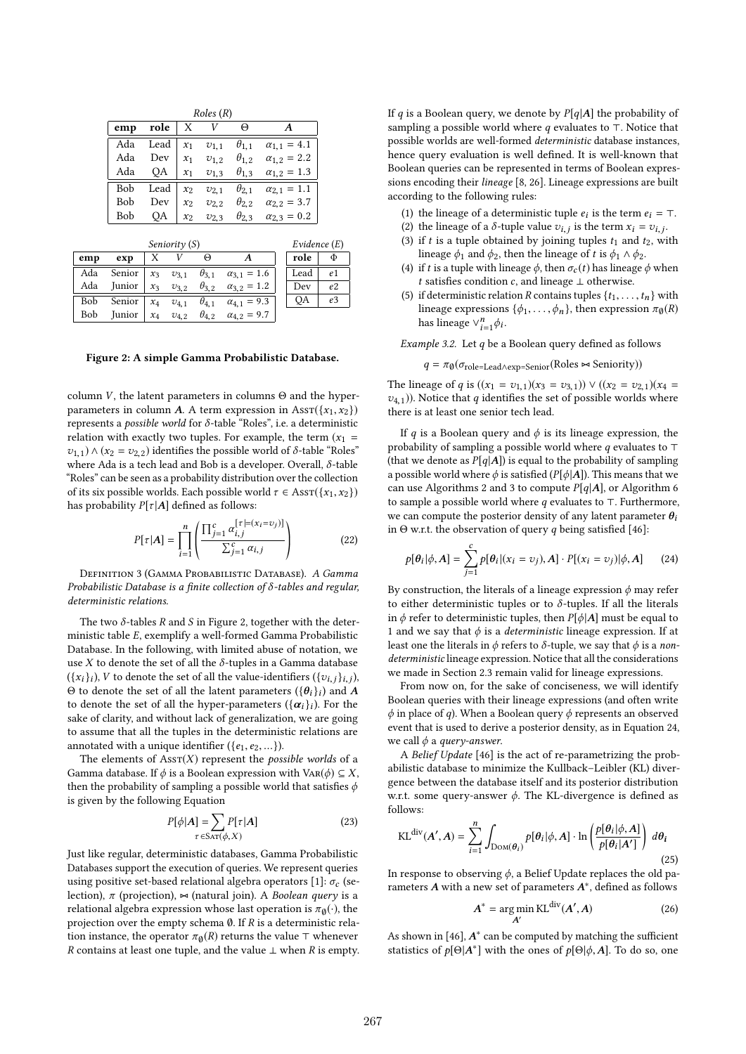Roles ($R$)

| emp | role | X | $V$ | $\Theta$ | $\boldsymbol{A}$ |
|---|---|---|---|---|---|
| Ada | Lead | $x_1$ | $v_{1,1}$ | $\theta_{1,1}$ | $\alpha_{1,1} = 4.1$ |
| Ada | Dev | $x_1$ | $v_{1,2}$ | $\theta_{1,2}$ | $\alpha_{1,2} = 2.2$ |
| Ada | QA | $x_1$ | $v_{1,3}$ | $\theta_{1,3}$ | $\alpha_{1,2} = 1.3$ |
| Bob | Lead | $x_2$ | $v_{2,1}$ | $\theta_{2,1}$ | $\alpha_{2,1} = 1.1$ |
| Bob | Dev | $x_2$ | $v_{2,2}$ | $\theta_{2,2}$ | $\alpha_{2,2} = 3.7$ |
| Bob | QA | $x_2$ | $v_{2,3}$ | $\theta_{2,3}$ | $\alpha_{2,3} = 0.2$ |

Seniority ($S$)

| emp | exp | X | $V$ | $\Theta$ | $\boldsymbol{A}$ |
|---|---|---|---|---|---|
| Ada | Senior | $x_3$ | $v_{3,1}$ | $\theta_{3,1}$ | $\alpha_{3,1} = 1.6$ |
| Ada | Junior | $x_3$ | $v_{3,2}$ | $\theta_{3,2}$ | $\alpha_{3,2} = 1.2$ |
| Bob | Senior | $x_4$ | $v_{4,1}$ | $\theta_{4,1}$ | $\alpha_{4,1} = 9.3$ |
| Bob | Junior | $x_4$ | $v_{4,2}$ | $\theta_{4,2}$ | $\alpha_{4,2} = 9.7$ |

Evidence ($E$)

| role | $\Phi$ |
|---|---|
| Lead | $e1$ |
| Dev | $e2$ |
| QA | $e3$ |

**Figure 2: A simple Gamma Probabilistic Database.**

column $V$, the latent parameters in columns $\Theta$ and the hyper-parameters in column $\boldsymbol{A}$. A term expression in $\text{Asst}(\{x_1, x_2\})$ represents a *possible world* for $\delta$-table "Roles", i.e. a deterministic relation with exactly two tuples. For example, the term $(x_1 = v_{1,1}) \wedge (x_2 = v_{2,2})$ identifies the possible world of $\delta$-table "Roles" where Ada is a tech lead and Bob is a developer. Overall, $\delta$-table "Roles" can be seen as a probability distribution over the collection of its six possible worlds. Each possible world $\tau \in \text{Asst}(\{x_1, x_2\})$ has probability $P[\tau|\boldsymbol{A}]$ defined as follows:

$$P[\tau|\boldsymbol{A}] = \prod_{i=1}^{n} \left( \frac{\prod_{j=1}^{c} \alpha_{i,j}^{[\tau \models (x_i = v_j)]}}{\sum_{j=1}^{c} \alpha_{i,j}} \right) \tag{22}$$

Definition 3 (Gamma Probabilistic Database). *A Gamma Probabilistic Database is a finite collection of $\delta$-tables and regular, deterministic relations.*

The two $\delta$-tables $R$ and $S$ in Figure 2, together with the deterministic table $E$, exemplify a well-formed Gamma Probabilistic Database. In the following, with limited abuse of notation, we use $X$ to denote the set of all the $\delta$-tuples in a Gamma database ($\{x_i\}_i$), $V$ to denote the set of all the value-identifiers ($\{v_{i,j}\}_{i,j}$), $\Theta$ to denote the set of all the latent parameters ($\{\boldsymbol{\theta}_i\}_i$) and $\boldsymbol{A}$ to denote the set of all the hyper-parameters ($\{\boldsymbol{\alpha}_i\}_i$). For the sake of clarity, and without lack of generalization, we are going to assume that all the tuples in the deterministic relations are annotated with a unique identifier ($\{e_1, e_2, \ldots\}$).

The elements of $\text{Asst}(X)$ represent the *possible worlds* of a Gamma database. If $\phi$ is a Boolean expression with $\text{Var}(\phi) \subseteq X$, then the probability of sampling a possible world that satisfies $\phi$ is given by the following Equation

$$P[\phi|\boldsymbol{A}] = \sum_{\tau \in \text{Sat}(\phi, X)} P[\tau|\boldsymbol{A}] \tag{23}$$

Just like regular, deterministic databases, Gamma Probabilistic Databases support the execution of queries. We represent queries using positive set-based relational algebra operators [1]: $\sigma_c$ (selection), $\pi$ (projection), $\bowtie$ (natural join). A *Boolean query* is a relational algebra expression whose last operation is $\pi_\emptyset(\cdot)$, the projection over the empty schema $\emptyset$. If $R$ is a deterministic relation instance, the operator $\pi_\emptyset(R)$ returns the value $\top$ whenever $R$ contains at least one tuple, and the value $\bot$ when $R$ is empty.

If $q$ is a Boolean query, we denote by $P[q|\boldsymbol{A}]$ the probability of sampling a possible world where $q$ evaluates to $\top$. Notice that possible worlds are well-formed *deterministic* database instances, hence query evaluation is well defined. It is well-known that Boolean queries can be represented in terms of Boolean expressions encoding their *lineage* [8, 26]. Lineage expressions are built according to the following rules:

1. the lineage of a deterministic tuple $e_i$ is the term $e_i = \top$.
2. the lineage of a $\delta$-tuple value $v_{i,j}$ is the term $x_i = v_{i,j}$.
3. if $t$ is a tuple obtained by joining tuples $t_1$ and $t_2$, with lineage $\phi_1$ and $\phi_2$, then the lineage of $t$ is $\phi_1 \wedge \phi_2$.
4. if $t$ is a tuple with lineage $\phi$, then $\sigma_c(t)$ has lineage $\phi$ when $t$ satisfies condition $c$, and lineage $\bot$ otherwise.
5. if deterministic relation $R$ contains tuples $\{t_1, \ldots, t_n\}$ with lineage expressions $\{\phi_1, \ldots, \phi_n\}$, then expression $\pi_\emptyset(R)$ has lineage $\vee_{i=1}^{n} \phi_i$.

*Example 3.2.* Let $q$ be a Boolean query defined as follows

$$q = \pi_\emptyset(\sigma_{\text{role=Lead} \wedge \text{exp=Senior}}(\text{Roles} \bowtie \text{Seniority}))$$

The lineage of $q$ is $((x_1 = v_{1,1})(x_3 = v_{3,1})) \vee ((x_2 = v_{2,1})(x_4 = v_{4,1}))$. Notice that $q$ identifies the set of possible worlds where there is at least one senior tech lead.

If $q$ is a Boolean query and $\phi$ is its lineage expression, the probability of sampling a possible world where $q$ evaluates to $\top$ (that we denote as $P[q|\boldsymbol{A}]$) is equal to the probability of sampling a possible world where $\phi$ is satisfied ($P[\phi|\boldsymbol{A}]$). This means that we can use Algorithms 2 and 3 to compute $P[q|\boldsymbol{A}]$, or Algorithm 6 to sample a possible world where $q$ evaluates to $\top$. Furthermore, we can compute the posterior density of any latent parameter $\boldsymbol{\theta}_i$ in $\Theta$ w.r.t. the observation of query $q$ being satisfied [46]:

$$p[\boldsymbol{\theta}_i|\phi, \boldsymbol{A}] = \sum_{j=1}^{c} p[\boldsymbol{\theta}_i|(x_i = v_j), \boldsymbol{A}] \cdot P[(x_i = v_j)|\phi, \boldsymbol{A}] \tag{24}$$

By construction, the literals of a lineage expression $\phi$ may refer to either deterministic tuples or to $\delta$-tuples. If all the literals in $\phi$ refer to deterministic tuples, then $P[\phi|\boldsymbol{A}]$ must be equal to 1 and we say that $\phi$ is a *deterministic* lineage expression. If at least one the literals in $\phi$ refers to $\delta$-tuple, we say that $\phi$ is a *non-deterministic* lineage expression. Notice that all the considerations we made in Section 2.3 remain valid for lineage expressions.

From now on, for the sake of conciseness, we will identify Boolean queries with their lineage expressions (and often write $\phi$ in place of $q$). When a Boolean query $\phi$ represents an observed event that is used to derive a posterior density, as in Equation 24, we call $\phi$ a *query-answer*.

A *Belief Update* [46] is the act of re-parametrizing the probabilistic database to minimize the Kullback–Leibler (KL) divergence between the database itself and its posterior distribution w.r.t. some query-answer $\phi$. The KL-divergence is defined as follows:

$$\text{KL}^{\text{div}}(\boldsymbol{A}', \boldsymbol{A}) = \sum_{i=1}^{n} \int_{\text{Dom}(\boldsymbol{\theta}_i)} p[\boldsymbol{\theta}_i|\phi, \boldsymbol{A}] \cdot \ln\left(\frac{p[\boldsymbol{\theta}_i|\phi, \boldsymbol{A}]}{p[\boldsymbol{\theta}_i|\boldsymbol{A}']}\right) d\boldsymbol{\theta}_i \tag{25}$$

In response to observing $\phi$, a Belief Update replaces the old parameters $\boldsymbol{A}$ with a new set of parameters $\boldsymbol{A}^*$, defined as follows

$$\boldsymbol{A}^* = \arg\min_{\boldsymbol{A}'} \text{KL}^{\text{div}}(\boldsymbol{A}', \boldsymbol{A}) \tag{26}$$

As shown in [46], $\boldsymbol{A}^*$ can be computed by matching the sufficient statistics of $p[\Theta|\boldsymbol{A}^*]$ with the ones of $p[\Theta|\phi, \boldsymbol{A}]$. To do so, one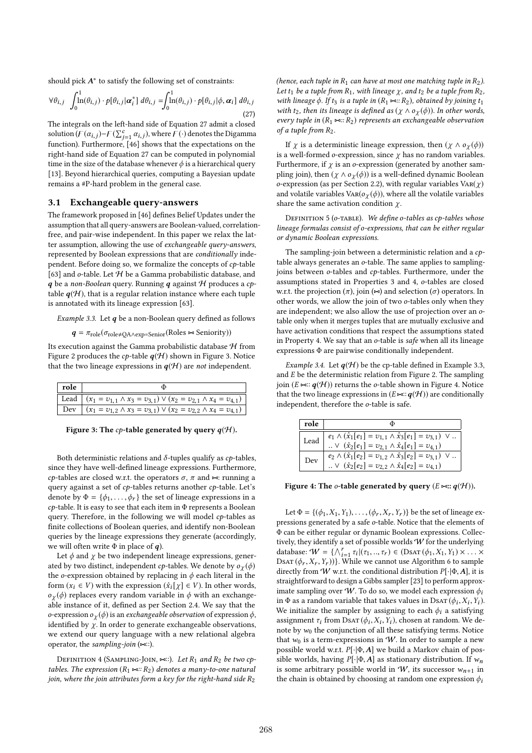should pick $\boldsymbol{A}^*$ to satisfy the following set of constraints:

$$\forall \theta_{i,j} \quad \int_0^1 \ln(\theta_{i,j}) \cdot p[\theta_{i,j}|\boldsymbol{\alpha}_i^*] \; d\theta_{i,j} = \int_0^1 \ln(\theta_{i,j}) \cdot p[\theta_{i,j}|\phi, \boldsymbol{\alpha}_i] \; d\theta_{i,j} \tag{27}$$

The integrals on the left-hand side of Equation 27 admit a closed solution ($\digamma(\alpha_{i,j}) - \digamma(\sum_{j=1}^{c} \alpha_{i,j})$, where $\digamma(\cdot)$ denotes the Digamma function). Furthermore, [46] shows that the expectations on the right-hand side of Equation 27 can be computed in polynomial time in the size of the database whenever $\phi$ is a hierarchical query [13]. Beyond hierarchical queries, computing a Bayesian update remains a #P-hard problem in the general case.

### 3.1 Exchangeable query-answers

The framework proposed in [46] defines Belief Updates under the assumption that all query-answers are Boolean-valued, correlation-free, and pair-wise independent. In this paper we relax the latter assumption, allowing the use of *exchangeable query-answers*, represented by Boolean expressions that are *conditionally* independent. Before doing so, we formalize the concepts of *cp*-table [63] and *o*-table. Let $\mathcal{H}$ be a Gamma probabilistic database, and $\boldsymbol{q}$ be a *non-Boolean* query. Running $\boldsymbol{q}$ against $\mathcal{H}$ produces a *cp*-table $\boldsymbol{q}(\mathcal{H})$, that is a regular relation instance where each tuple is annotated with its lineage expression [63].

*Example 3.3.* Let $\boldsymbol{q}$ be a non-Boolean query defined as follows

$$\boldsymbol{q} = \pi_{\text{role}}(\sigma_{\text{role} \neq \text{QA} \wedge \text{exp=Senior}}(\text{Roles} \bowtie \text{Seniority}))$$

Its execution against the Gamma probabilistic database $\mathcal{H}$ from Figure 2 produces the *cp*-table $\boldsymbol{q}(\mathcal{H})$ shown in Figure 3. Notice that the two lineage expressions in $\boldsymbol{q}(\mathcal{H})$ are *not* independent.

| role | $\Phi$ |
|---|---|
| Lead | $(x_1 = v_{1,1} \wedge x_3 = v_{3,1}) \vee (x_2 = v_{2,1} \wedge x_4 = v_{4,1})$ |
| Dev | $(x_1 = v_{1,2} \wedge x_3 = v_{3,1}) \vee (x_2 = v_{2,2} \wedge x_4 = v_{4,1})$ |

**Figure 3: The *cp*-table generated by query $\boldsymbol{q}(\mathcal{H})$.**

Both deterministic relations and $\delta$-tuples qualify as *cp*-tables, since they have well-defined lineage expressions. Furthermore, *cp*-tables are closed w.r.t. the operators $\sigma$, $\pi$ and $\bowtie$: running a query against a set of *cp*-tables returns another *cp*-table. Let's denote by $\Phi = \{\phi_1, \ldots, \phi_r\}$ the set of lineage expressions in a *cp*-table. It is easy to see that each item in $\Phi$ represents a Boolean query. Therefore, in the following we will model *cp*-tables as finite collections of Boolean queries, and identify non-Boolean queries by the lineage expressions they generate (accordingly, we will often write $\Phi$ in place of $\boldsymbol{q}$).

Let $\phi$ and $\chi$ be two independent lineage expressions, generated by two distinct, independent *cp*-tables. We denote by $o_\chi(\phi)$ the *o*-expression obtained by replacing in $\phi$ each literal in the form $(x_i \in V)$ with the expression $(\hat{x}_i[\chi] \in V)$. In other words, $o_\chi(\phi)$ replaces every random variable in $\phi$ with an exchangeable instance of it, defined as per Section 2.4. We say that the *o*-expression $o_\chi(\phi)$ is an *exchangeable observation* of expression $\phi$, identified by $\chi$. In order to generate exchangeable observations, we extend our query language with a new relational algebra operator, the *sampling-join* ($\bowtie$::).

Definition 4 (Sampling-Join, $\bowtie$::). *Let $R_1$ and $R_2$ be two cp-tables. The expression ($R_1 \bowtie$:: $R_2$) denotes a many-to-one natural join, where the join attributes form a key for the right-hand side $R_2$ (hence, each tuple in $R_1$ can have at most one matching tuple in $R_2$). Let $t_1$ be a tuple from $R_1$, with lineage $\chi$, and $t_2$ be a tuple from $R_2$, with lineage $\phi$. If $t_3$ is a tuple in ($R_1 \bowtie$:: $R_2$), obtained by joining $t_1$ with $t_2$, then its lineage is defined as $(\chi \wedge o_\chi(\phi))$. In other words, every tuple in ($R_1 \bowtie$:: $R_2$) represents an exchangeable observation of a tuple from $R_2$.*

If $\chi$ is a deterministic lineage expression, then $(\chi \wedge o_\chi(\phi))$ is a well-formed *o*-expression, since $\chi$ has no random variables. Furthermore, if $\chi$ is an *o*-expression (generated by another sampling join), then $(\chi \wedge o_\chi(\phi))$ is a well-defined dynamic Boolean *o*-expression (as per Section 2.2), with regular variables $\text{Var}(\chi)$ and volatile variables $\text{Var}(o_\chi(\phi))$, where all the volatile variables share the same activation condition $\chi$.

Definition 5 (*o*-table). *We define o-tables as cp-tables whose lineage formulas consist of o-expressions, that can be either regular or dynamic Boolean expressions.*

The sampling-join between a deterministic relation and a *cp*-table always generates an *o*-table. The same applies to sampling-joins between *o*-tables and *cp*-tables. Furthermore, under the assumptions stated in Properties 3 and 4, *o*-tables are closed w.r.t. the projection ($\pi$), join ($\bowtie$) and selection ($\sigma$) operators. In other words, we allow the join of two *o*-tables only when they are independent; we also allow the use of projection over an *o*-table only when it merges tuples that are mutually exclusive and have activation conditions that respect the assumptions stated in Property 4. We say that an *o*-table is *safe* when all its lineage expressions $\Phi$ are pairwise conditionally independent.

*Example 3.4.* Let $\boldsymbol{q}(\mathcal{H})$ be the cp-table defined in Example 3.3, and $E$ be the deterministic relation from Figure 2. The sampling join ($E \bowtie$:: $\boldsymbol{q}(\mathcal{H})$) returns the *o*-table shown in Figure 4. Notice that the two lineage expressions in ($E \bowtie$:: $\boldsymbol{q}(\mathcal{H})$) are conditionally independent, therefore the *o*-table is safe.

| role | $\Phi$ |
|---|---|
| Lead | $e_1 \wedge (\hat{x}_1[e_1] = v_{1,1} \wedge \hat{x}_3[e_1] = v_{3,1}) \; \vee$ .. .. $\vee \; (\hat{x}_2[e_1] = v_{2,1} \wedge \hat{x}_4[e_1] = v_{4,1})$ |
| Dev | $e_2 \wedge (\hat{x}_1[e_2] = v_{1,2} \wedge \hat{x}_3[e_2] = v_{3,1}) \; \vee$ .. .. $\vee \; (\hat{x}_2[e_2] = v_{2,2} \wedge \hat{x}_4[e_2] = v_{4,1})$ |

**Figure 4: The *o*-table generated by query ($E \bowtie$:: $\boldsymbol{q}(\mathcal{H})$).**

Let $\Phi = \{(\phi_1, X_1, Y_1), \ldots, (\phi_r, X_r, Y_r)\}$ be the set of lineage expressions generated by a safe *o*-table. Notice that the elements of $\Phi$ can be either regular or dynamic Boolean expressions. Collectively, they identify a set of possible worlds $\mathcal{W}$ for the underlying database: $\mathcal{W} = \{\bigwedge_{i=1}^{r} \tau_i | (\tau_1, .., \tau_r) \in (\text{Dsat}(\phi_1, X_1, Y_1) \times \ldots \times \text{Dsat}(\phi_r, X_r, Y_r))\}$. While we cannot use Algorithm 6 to sample directly from $\mathcal{W}$ w.r.t. the conditional distribution $P[\cdot|\Phi, \boldsymbol{A}]$, it is straightforward to design a Gibbs sampler [23] to perform approximate sampling over $\mathcal{W}$. To do so, we model each expression $\phi_i$ in $\Phi$ as a random variable that takes values in $\text{Dsat}(\phi_i, X_i, Y_i)$. We initialize the sampler by assigning to each $\phi_i$ a satisfying assignment $\tau_i$ from $\text{Dsat}(\phi_i, X_i, Y_i)$, chosen at random. We denote by $w_0$ the conjunction of all these satisfying terms. Notice that $w_0$ is a term-expressions in $\mathcal{W}$. In order to sample a new possible world w.r.t. $P[\cdot|\Phi, \boldsymbol{A}]$ we build a Markov chain of possible worlds, having $P[\cdot|\Phi, \boldsymbol{A}]$ as stationary distribution. If $w_n$ is some arbitrary possible world in $\mathcal{W}$, its successor $w_{n+1}$ in the chain is obtained by choosing at random one expression $\phi_i$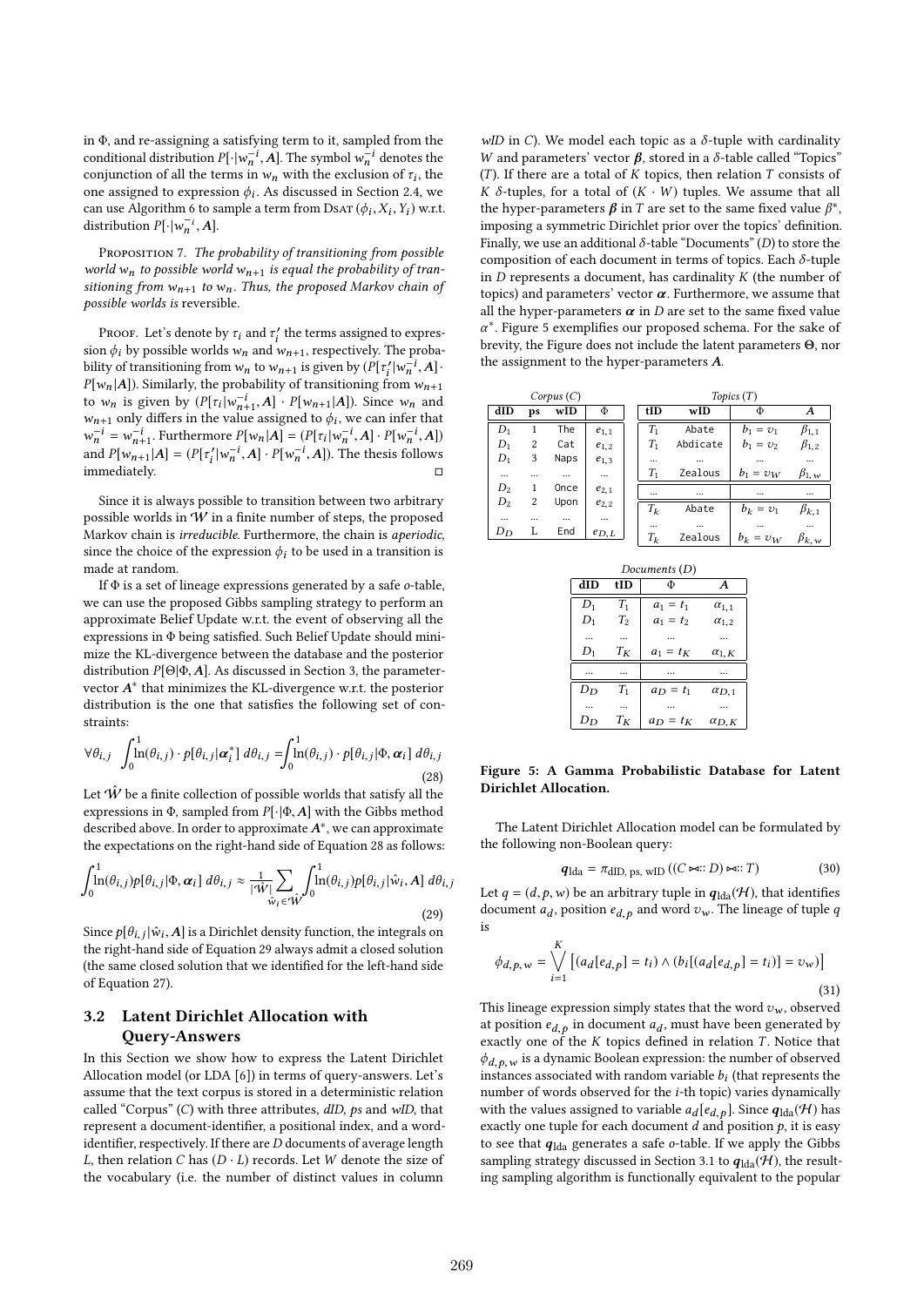in $\Phi$, and re-assigning a satisfying term to it, sampled from the conditional distribution $P[\cdot|w_n^{-i}, \boldsymbol{A}]$. The symbol $w_n^{-i}$ denotes the conjunction of all the terms in $w_n$ with the exclusion of $\tau_i$, the one assigned to expression $\phi_i$. As discussed in Section 2.4, we can use Algorithm 6 to sample a term from $\textsc{Dsat}(\phi_i, X_i, Y_i)$ w.r.t. distribution $P[\cdot|w_n^{-i}, \boldsymbol{A}]$.

Proposition 7. *The probability of transitioning from possible world $w_n$ to possible world $w_{n+1}$ is equal the probability of transitioning from $w_{n+1}$ to $w_n$. Thus, the proposed Markov chain of possible worlds is reversible.*

Proof. Let's denote by $\tau_i$ and $\tau_i'$ the terms assigned to expression $\phi_i$ by possible worlds $w_n$ and $w_{n+1}$, respectively. The probability of transitioning from $w_n$ to $w_{n+1}$ is given by $(P[\tau_i'|w_n^{-i}, \boldsymbol{A}] \cdot P[w_n|\boldsymbol{A}])$. Similarly, the probability of transitioning from $w_{n+1}$ to $w_n$ is given by $(P[\tau_i|w_{n+1}^{-i}, \boldsymbol{A}] \cdot P[w_{n+1}|\boldsymbol{A}])$. Since $w_n$ and $w_{n+1}$ only differs in the value assigned to $\phi_i$, we can infer that $w_n^{-i} = w_{n+1}^{-i}$. Furthermore $P[w_n|\boldsymbol{A}] = (P[\tau_i|w_n^{-i}, \boldsymbol{A}] \cdot P[w_n^{-i}, \boldsymbol{A}])$ and $P[w_{n+1}|\boldsymbol{A}] = (P[\tau_i'|w_n^{-i}, \boldsymbol{A}] \cdot P[w_n^{-i}, \boldsymbol{A}])$. The thesis follows immediately. □

Since it is always possible to transition between two arbitrary possible worlds in $\mathcal{W}$ in a finite number of steps, the proposed Markov chain is *irreducible*. Furthermore, the chain is *aperiodic*, since the choice of the expression $\phi_i$ to be used in a transition is made at random.

If $\Phi$ is a set of lineage expressions generated by a safe *o*-table, we can use the proposed Gibbs sampling strategy to perform an approximate Belief Update w.r.t. the event of observing all the expressions in $\Phi$ being satisfied. Such Belief Update should minimize the KL-divergence between the database and the posterior distribution $P[\Theta|\Phi, \boldsymbol{A}]$. As discussed in Section 3, the parameter-vector $\boldsymbol{A}^*$ that minimizes the KL-divergence w.r.t. the posterior distribution is the one that satisfies the following set of constraints:

$$\forall \theta_{i,j} \int_0^1 \ln(\theta_{i,j}) \cdot p[\theta_{i,j}|\boldsymbol{\alpha}_i^*] \, d\theta_{i,j} = \int_0^1 \ln(\theta_{i,j}) \cdot p[\theta_{i,j}|\Phi, \boldsymbol{\alpha}_i] \, d\theta_{i,j} \tag{28}$$

Let $\hat{\mathcal{W}}$ be a finite collection of possible worlds that satisfy all the expressions in $\Phi$, sampled from $P[\cdot|\Phi, \boldsymbol{A}]$ with the Gibbs method described above. In order to approximate $\boldsymbol{A}^*$, we can approximate the expectations on the right-hand side of Equation 28 as follows:

$$\int_0^1 \ln(\theta_{i,j}) p[\theta_{i,j}|\Phi, \boldsymbol{\alpha}_i] \, d\theta_{i,j} \approx \frac{1}{|\hat{\mathcal{W}}|} \sum_{\hat{w}_i \in \hat{\mathcal{W}}} \int_0^1 \ln(\theta_{i,j}) p[\theta_{i,j}|\hat{w}_i, \boldsymbol{A}] \, d\theta_{i,j} \tag{29}$$

Since $p[\theta_{i,j}|\hat{w}_i, \boldsymbol{A}]$ is a Dirichlet density function, the integrals on the right-hand side of Equation 29 always admit a closed solution (the same closed solution that we identified for the left-hand side of Equation 27).

## 3.2 Latent Dirichlet Allocation with Query-Answers

In this Section we show how to express the Latent Dirichlet Allocation model (or LDA [6]) in terms of query-answers. Let's assume that the text corpus is stored in a deterministic relation called "Corpus" ($C$) with three attributes, *dID*, *ps* and *wID*, that represent a document-identifier, a positional index, and a word-identifier, respectively. If there are $D$ documents of average length $L$, then relation $C$ has $(D \cdot L)$ records. Let $W$ denote the size of the vocabulary (i.e. the number of distinct values in column *wID* in $C$). We model each topic as a $\delta$-tuple with cardinality $W$ and parameters' vector $\boldsymbol{\beta}$, stored in a $\delta$-table called "Topics" ($T$). If there are a total of $K$ topics, then relation $T$ consists of $K$ $\delta$-tuples, for a total of $(K \cdot W)$ tuples. We assume that all the hyper-parameters $\boldsymbol{\beta}$ in $T$ are set to the same fixed value $\beta^*$, imposing a symmetric Dirichlet prior over the topics' definition. Finally, we use an additional $\delta$-table "Documents" ($D$) to store the composition of each document in terms of topics. Each $\delta$-tuple in $D$ represents a document, has cardinality $K$ (the number of topics) and parameters' vector $\boldsymbol{\alpha}$. Furthermore, we assume that all the hyper-parameters $\boldsymbol{\alpha}$ in $D$ are set to the same fixed value $\alpha^*$. Figure 5 exemplifies our proposed schema. For the sake of brevity, the Figure does not include the latent parameters $\boldsymbol{\Theta}$, nor the assignment to the hyper-parameters $\boldsymbol{A}$.

*Corpus* ($C$)

| dID | ps | wID | $\Phi$ |
|---|---|---|---|
| $D_1$ | 1 | The | $e_{1,1}$ |
| $D_1$ | 2 | Cat | $e_{1,2}$ |
| $D_1$ | 3 | Naps | $e_{1,3}$ |
| ... | ... | ... | ... |
| $D_2$ | 1 | Once | $e_{2,1}$ |
| $D_2$ | 2 | Upon | $e_{2,2}$ |
| ... | ... | ... | ... |
| $D_D$ | L | End | $e_{D,L}$ |

*Topics* ($T$)

| tID | wID | $\Phi$ | $\boldsymbol{A}$ |
|---|---|---|---|
| $T_1$ | Abate | $b_1 = v_1$ | $\beta_{1,1}$ |
| $T_1$ | Abdicate | $b_1 = v_2$ | $\beta_{1,2}$ |
| ... | ... | ... | ... |
| $T_1$ | Zealous | $b_1 = v_W$ | $\beta_{1,w}$ |
| ... | ... | ... | ... |
| $T_k$ | Abate | $b_k = v_1$ | $\beta_{k,1}$ |
| ... | ... | ... | ... |
| $T_k$ | Zealous | $b_k = v_W$ | $\beta_{k,w}$ |

*Documents* ($D$)

| dID | tID | $\Phi$ | $\boldsymbol{A}$ |
|---|---|---|---|
| $D_1$ | $T_1$ | $a_1 = t_1$ | $\alpha_{1,1}$ |
| $D_1$ | $T_2$ | $a_1 = t_2$ | $\alpha_{1,2}$ |
| ... | ... | ... | ... |
| $D_1$ | $T_K$ | $a_1 = t_K$ | $\alpha_{1,K}$ |
| ... | ... | ... | ... |
| $D_D$ | $T_1$ | $a_D = t_1$ | $\alpha_{D,1}$ |
| ... | ... | ... | ... |
| $D_D$ | $T_K$ | $a_D = t_K$ | $\alpha_{D,K}$ |

**Figure 5: A Gamma Probabilistic Database for Latent Dirichlet Allocation.**

The Latent Dirichlet Allocation model can be formulated by the following non-Boolean query:

$$\boldsymbol{q}_{\text{lda}} = \pi_{\text{dID, ps, wID}}\left((C \bowtie_{::} D) \bowtie_{::} T\right) \tag{30}$$

Let $q = (d, p, w)$ be an arbitrary tuple in $\boldsymbol{q}_{\text{lda}}(\mathcal{H})$, that identifies document $a_d$, position $e_{d,p}$ and word $v_w$. The lineage of tuple $q$ is

$$\phi_{d,p,w} = \bigvee_{i=1}^{K} \left[(a_d[e_{d,p}] = t_i) \wedge (b_i[(a_d[e_{d,p}] = t_i)] = v_w)\right] \tag{31}$$

This lineage expression simply states that the word $v_w$, observed at position $e_{d,p}$ in document $a_d$, must have been generated by exactly one of the $K$ topics defined in relation $T$. Notice that $\phi_{d,p,w}$ is a dynamic Boolean expression: the number of observed instances associated with random variable $b_i$ (that represents the number of words observed for the $i$-th topic) varies dynamically with the values assigned to variable $a_d[e_{d,p}]$. Since $\boldsymbol{q}_{\text{lda}}(\mathcal{H})$ has exactly one tuple for each document $d$ and position $p$, it is easy to see that $\boldsymbol{q}_{\text{lda}}$ generates a safe *o*-table. If we apply the Gibbs sampling strategy discussed in Section 3.1 to $\boldsymbol{q}_{\text{lda}}(\mathcal{H})$, the resulting sampling algorithm is functionally equivalent to the popular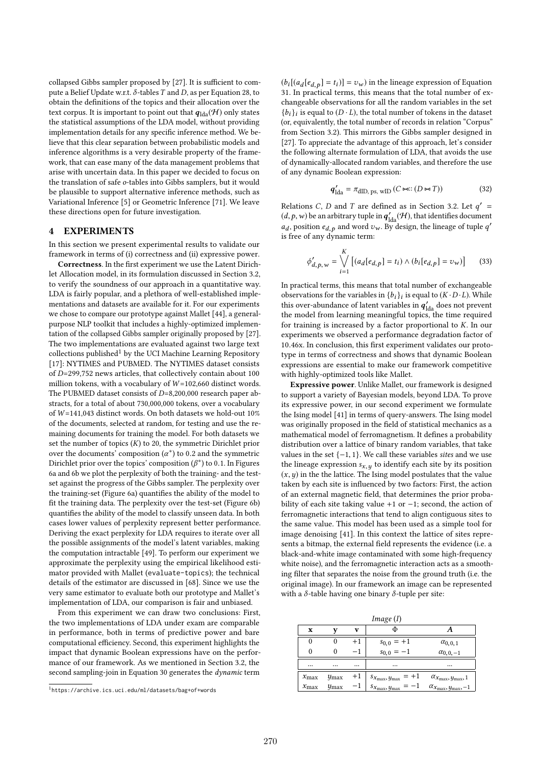collapsed Gibbs sampler proposed by [27]. It is sufficient to compute a Belief Update w.r.t. $\delta$-tables $T$ and $D$, as per Equation 28, to obtain the definitions of the topics and their allocation over the text corpus. It is important to point out that $\boldsymbol{q}_{\text{lda}}(\mathcal{H})$ only states the statistical assumptions of the LDA model, without providing implementation details for any specific inference method. We believe that this clear separation between probabilistic models and inference algorithms is a very desirable property of the framework, that can ease many of the data management problems that arise with uncertain data. In this paper we decided to focus on the translation of safe $o$-tables into Gibbs samplers, but it would be plausible to support alternative inference methods, such as Variational Inference [5] or Geometric Inference [71]. We leave these directions open for future investigation.

## 4 EXPERIMENTS

In this section we present experimental results to validate our framework in terms of (i) correctness and (ii) expressive power.

**Correctness**. In the first experiment we use the Latent Dirichlet Allocation model, in its formulation discussed in Section 3.2, to verify the soundness of our approach in a quantitative way. LDA is fairly popular, and a plethora of well-established implementations and datasets are available for it. For our experiments we chose to compare our prototype against Mallet [44], a general-purpose NLP toolkit that includes a highly-optimized implementation of the collapsed Gibbs sampler originally proposed by [27]. The two implementations are evaluated against two large text collections published[1] by the UCI Machine Learning Repository [17]: NYTIMES and PUBMED. The NYTIMES dataset consists of $D$=299,752 news articles, that collectively contain about 100 million tokens, with a vocabulary of $W$=102,660 distinct words. The PUBMED dataset consists of $D$=8,200,000 research paper abstracts, for a total of about 730,000,000 tokens, over a vocabulary of $W$=141,043 distinct words. On both datasets we hold-out 10% of the documents, selected at random, for testing and use the remaining documents for training the model. For both datasets we set the number of topics ($K$) to 20, the symmetric Dirichlet prior over the documents' composition ($\alpha^*$) to 0.2 and the symmetric Dirichlet prior over the topics' composition ($\beta^*$) to 0.1. In Figures 6a and 6b we plot the perplexity of both the training- and the test-set against the progress of the Gibbs sampler. The perplexity over the training-set (Figure 6a) quantifies the ability of the model to fit the training data. The perplexity over the test-set (Figure 6b) quantifies the ability of the model to classify unseen data. In both cases lower values of perplexity represent better performance. Deriving the exact perplexity for LDA requires to iterate over all the possible assignments of the model's latent variables, making the computation intractable [49]. To perform our experiment we approximate the perplexity using the empirical likelihood estimator provided with Mallet (`evaluate-topics`); the technical details of the estimator are discussed in [68]. Since we use the very same estimator to evaluate both our prototype and Mallet's implementation of LDA, our comparison is fair and unbiased.

From this experiment we can draw two conclusions: First, the two implementations of LDA under exam are comparable in performance, both in terms of predictive power and bare computational efficiency. Second, this experiment highlights the impact that dynamic Boolean expressions have on the performance of our framework. As we mentioned in Section 3.2, the second sampling-join in Equation 30 generates the *dynamic* term $(b_i[(a_d[e_{d,p}] = t_i)] = v_w)$ in the lineage expression of Equation 31. In practical terms, this means that the total number of exchangeable observations for all the random variables in the set $\{b_i\}_i$ is equal to $(D \cdot L)$, the total number of tokens in the dataset (or, equivalently, the total number of records in relation "Corpus" from Section 3.2). This mirrors the Gibbs sampler designed in [27]. To appreciate the advantage of this approach, let's consider the following alternate formulation of LDA, that avoids the use of dynamically-allocated random variables, and therefore the use of any dynamic Boolean expression:

$$\boldsymbol{q}'_{\text{lda}} = \pi_{\text{dID, ps, wID}}\,(C \bowtie\!:: (D \bowtie T)) \tag{32}$$

Relations $C$, $D$ and $T$ are defined as in Section 3.2. Let $q' = (d, p, w)$ be an arbitrary tuple in $\boldsymbol{q}'_{\text{lda}}(\mathcal{H})$, that identifies document $a_d$, position $e_{d,p}$ and word $v_w$. By design, the lineage of tuple $q'$ is free of any dynamic term:

$$\phi'_{d,p,w} = \bigvee_{i=1}^{K} \left[ (a_d[e_{d,p}] = t_i) \wedge (b_i[e_{d,p}] = v_w) \right] \tag{33}$$

In practical terms, this means that total number of exchangeable observations for the variables in $\{b_i\}_i$ is equal to $(K \cdot D \cdot L)$. While this over-abundance of latent variables in $\boldsymbol{q}'_{\text{lda}}$ does not prevent the model from learning meaningful topics, the time required for training is increased by a factor proportional to $K$. In our experiments we observed a performance degradation factor of 10.46x. In conclusion, this first experiment validates our prototype in terms of correctness and shows that dynamic Boolean expressions are essential to make our framework competitive with highly-optimized tools like Mallet.

**Expressive power**. Unlike Mallet, our framework is designed to support a variety of Bayesian models, beyond LDA. To prove its expressive power, in our second experiment we formulate the Ising model [41] in terms of query-answers. The Ising model was originally proposed in the field of statistical mechanics as a mathematical model of ferromagnetism. It defines a probability distribution over a lattice of binary random variables, that take values in the set $\{-1, 1\}$. We call these variables *sites* and we use the lineage expression $s_{x,y}$ to identify each site by its position $(x, y)$ in the the lattice. The Ising model postulates that the value taken by each site is influenced by two factors: First, the action of an external magnetic field, that determines the prior probability of each site taking value +1 or −1; second, the action of ferromagnetic interactions that tend to align contiguous sites to the same value. This model has been used as a simple tool for image denoising [41]. In this context the lattice of sites represents a bitmap, the external field represents the evidence (i.e. a black-and-white image contaminated with some high-frequency white noise), and the ferromagnetic interaction acts as a smoothing filter that separates the noise from the ground truth (i.e. the original image). In our framework an image can be represented with a $\delta$-table having one binary $\delta$-tuple per site:

*Image* ($I$)

| **x** | **y** | **v** | $\Phi$ | $A$ |
|---|---|---|---|---|
| 0 | 0 | +1 | $s_{0,0} = +1$ | $\alpha_{0,0,1}$ |
| 0 | 0 | −1 | $s_{0,0} = -1$ | $\alpha_{0,0,-1}$ |
| ... | ... | ... | ... | ... |
| $x_{\max}$ | $y_{\max}$ | +1 | $s_{x_{\max}, y_{\max}} = +1$ | $\alpha_{x_{\max}, y_{\max}, 1}$ |
| $x_{\max}$ | $y_{\max}$ | −1 | $s_{x_{\max}, y_{\max}} = -1$ | $\alpha_{x_{\max}, y_{\max}, -1}$ |

[1] https://archive.ics.uci.edu/ml/datasets/bag+of+words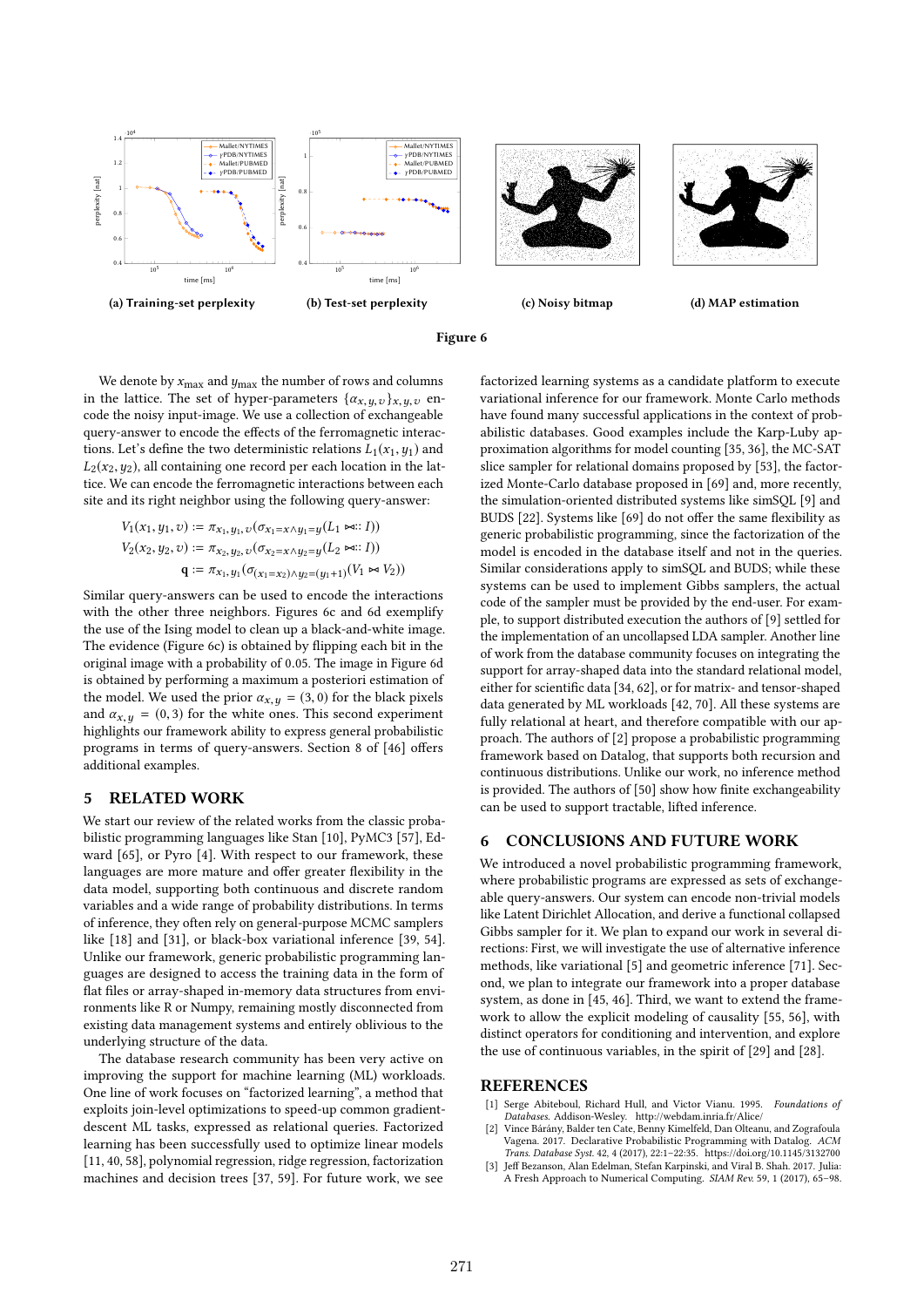(a) Training-set perplexity

(b) Test-set perplexity

(c) Noisy bitmap

(d) MAP estimation

**Figure 6**

We denote by $x_{\max}$ and $y_{\max}$ the number of rows and columns in the lattice. The set of hyper-parameters $\{\alpha_{x,y,v}\}_{x,y,v}$ encode the noisy input-image. We use a collection of exchangeable query-answer to encode the effects of the ferromagnetic interactions. Let's define the two deterministic relations $L_1(x_1, y_1)$ and $L_2(x_2, y_2)$, all containing one record per each location in the lattice. We can encode the ferromagnetic interactions between each site and its right neighbor using the following query-answer:

$$V_1(x_1, y_1, v) := \pi_{x_1, y_1, v}(\sigma_{x_1=x \wedge y_1=y}(L_1 \bowtie:: I))$$
$$V_2(x_2, y_2, v) := \pi_{x_2, y_2, v}(\sigma_{x_2=x \wedge y_2=y}(L_2 \bowtie:: I))$$
$$\mathbf{q} := \pi_{x_1, y_1}(\sigma_{(x_1=x_2) \wedge y_2=(y_1+1)}(V_1 \bowtie V_2))$$

Similar query-answers can be used to encode the interactions with the other three neighbors. Figures 6c and 6d exemplify the use of the Ising model to clean up a black-and-white image. The evidence (Figure 6c) is obtained by flipping each bit in the original image with a probability of 0.05. The image in Figure 6d is obtained by performing a maximum a posteriori estimation of the model. We used the prior $\alpha_{x,y} = (3, 0)$ for the black pixels and $\alpha_{x,y} = (0, 3)$ for the white ones. This second experiment highlights our framework ability to express general probabilistic programs in terms of query-answers. Section 8 of [46] offers additional examples.

## 5 RELATED WORK

We start our review of the related works from the classic probabilistic programming languages like Stan [10], PyMC3 [57], Edward [65], or Pyro [4]. With respect to our framework, these languages are more mature and offer greater flexibility in the data model, supporting both continuous and discrete random variables and a wide range of probability distributions. In terms of inference, they often rely on general-purpose MCMC samplers like [18] and [31], or black-box variational inference [39, 54]. Unlike our framework, generic probabilistic programming languages are designed to access the training data in the form of flat files or array-shaped in-memory data structures from environments like R or Numpy, remaining mostly disconnected from existing data management systems and entirely oblivious to the underlying structure of the data.

The database research community has been very active on improving the support for machine learning (ML) workloads. One line of work focuses on "factorized learning", a method that exploits join-level optimizations to speed-up common gradient-descent ML tasks, expressed as relational queries. Factorized learning has been successfully used to optimize linear models [11, 40, 58], polynomial regression, ridge regression, factorization machines and decision trees [37, 59]. For future work, we see factorized learning systems as a candidate platform to execute variational inference for our framework. Monte Carlo methods have found many successful applications in the context of probabilistic databases. Good examples include the Karp-Luby approximation algorithms for model counting [35, 36], the MC-SAT slice sampler for relational domains proposed by [53], the factorized Monte-Carlo database proposed in [69] and, more recently, the simulation-oriented distributed systems like simSQL [9] and BUDS [22]. Systems like [69] do not offer the same flexibility as generic probabilistic programming, since the factorization of the model is encoded in the database itself and not in the queries. Similar considerations apply to simSQL and BUDS; while these systems can be used to implement Gibbs samplers, the actual code of the sampler must be provided by the end-user. For example, to support distributed execution the authors of [9] settled for the implementation of an uncollapsed LDA sampler. Another line of work from the database community focuses on integrating the support for array-shaped data into the standard relational model, either for scientific data [34, 62], or for matrix- and tensor-shaped data generated by ML workloads [42, 70]. All these systems are fully relational at heart, and therefore compatible with our approach. The authors of [2] propose a probabilistic programming framework based on Datalog, that supports both recursion and continuous distributions. Unlike our work, no inference method is provided. The authors of [50] show how finite exchangeability can be used to support tractable, lifted inference.

## 6 CONCLUSIONS AND FUTURE WORK

We introduced a novel probabilistic programming framework, where probabilistic programs are expressed as sets of exchangeable query-answers. Our system can encode non-trivial models like Latent Dirichlet Allocation, and derive a functional collapsed Gibbs sampler for it. We plan to expand our work in several directions: First, we will investigate the use of alternative inference methods, like variational [5] and geometric inference [71]. Second, we plan to integrate our framework into a proper database system, as done in [45, 46]. Third, we want to extend the framework to allow the explicit modeling of causality [55, 56], with distinct operators for conditioning and intervention, and explore the use of continuous variables, in the spirit of [29] and [28].

## REFERENCES

- [1] Serge Abiteboul, Richard Hull, and Victor Vianu. 1995. *Foundations of Databases*. Addison-Wesley. http://webdam.inria.fr/Alice/
- [2] Vince Bárány, Balder ten Cate, Benny Kimelfeld, Dan Olteanu, and Zografoula Vagena. 2017. Declarative Probabilistic Programming with Datalog. *ACM Trans. Database Syst.* 42, 4 (2017), 22:1–22:35. https://doi.org/10.1145/3132700
- [3] Jeff Bezanson, Alan Edelman, Stefan Karpinski, and Viral B. Shah. 2017. Julia: A Fresh Approach to Numerical Computing. *SIAM Rev.* 59, 1 (2017), 65–98.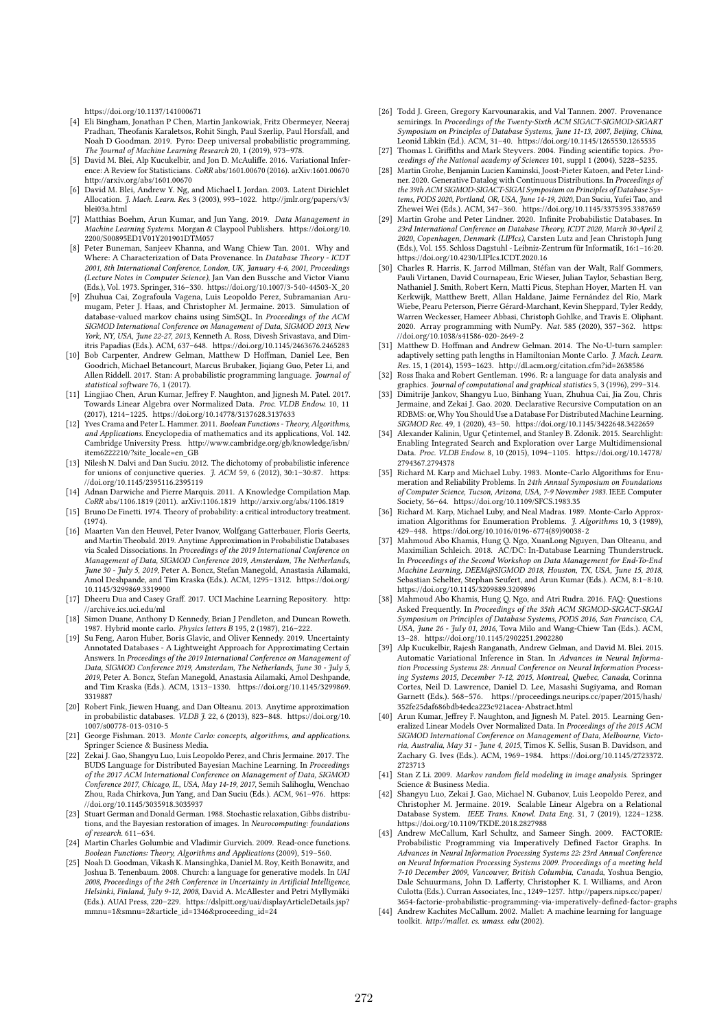https://doi.org/10.1137/141000671

[4] Eli Bingham, Jonathan P Chen, Martin Jankowiak, Fritz Obermeyer, Neeraj Pradhan, Theofanis Karaletsos, Rohit Singh, Paul Szerlip, Paul Horsfall, and Noah D Goodman. 2019. Pyro: Deep universal probabilistic programming. *The Journal of Machine Learning Research* 20, 1 (2019), 973–978.

[5] David M. Blei, Alp Kucukelbir, and Jon D. McAuliffe. 2016. Variational Inference: A Review for Statisticians. *CoRR* abs/1601.00670 (2016). arXiv:1601.00670 http://arxiv.org/abs/1601.00670

[6] David M. Blei, Andrew Y. Ng, and Michael I. Jordan. 2003. Latent Dirichlet Allocation. *J. Mach. Learn. Res.* 3 (2003), 993–1022. http://jmlr.org/papers/v3/blei03a.html

[7] Matthias Boehm, Arun Kumar, and Jun Yang. 2019. *Data Management in Machine Learning Systems.* Morgan & Claypool Publishers. https://doi.org/10.2200/S00895ED1V01Y201901DTM057

[8] Peter Buneman, Sanjeev Khanna, and Wang Chiew Tan. 2001. Why and Where: A Characterization of Data Provenance. In *Database Theory - ICDT 2001, 8th International Conference, London, UK, January 4-6, 2001, Proceedings (Lecture Notes in Computer Science)*, Jan Van den Bussche and Victor Vianu (Eds.), Vol. 1973. Springer, 316–330. https://doi.org/10.1007/3-540-44503-X_20

[9] Zhuhua Cai, Zografoula Vagena, Luis Leopoldo Perez, Subramanian Arumugam, Peter J. Haas, and Christopher M. Jermaine. 2013. Simulation of database-valued markov chains using SimSQL. In *Proceedings of the ACM SIGMOD International Conference on Management of Data, SIGMOD 2013, New York, NY, USA, June 22-27, 2013*, Kenneth A. Ross, Divesh Srivastava, and Dimitris Papadias (Eds.). ACM, 637–648. https://doi.org/10.1145/2463676.2465283

[10] Bob Carpenter, Andrew Gelman, Matthew D Hoffman, Daniel Lee, Ben Goodrich, Michael Betancourt, Marcus Brubaker, Jiqiang Guo, Peter Li, and Allen Riddell. 2017. Stan: A probabilistic programming language. *Journal of statistical software* 76, 1 (2017).

[11] Lingjiao Chen, Arun Kumar, Jeffrey F. Naughton, and Jignesh M. Patel. 2017. Towards Linear Algebra over Normalized Data. *Proc. VLDB Endow.* 10, 11 (2017), 1214–1225. https://doi.org/10.14778/3137628.3137633

[12] Yves Crama and Peter L. Hammer. 2011. *Boolean Functions - Theory, Algorithms, and Applications.* Encyclopedia of mathematics and its applications, Vol. 142. Cambridge University Press. http://www.cambridge.org/gb/knowledge/isbn/item6222210/?site_locale=en_GB

[13] Nilesh N. Dalvi and Dan Suciu. 2012. The dichotomy of probabilistic inference for unions of conjunctive queries. *J. ACM* 59, 6 (2012), 30:1–30:87. https://doi.org/10.1145/2395116.2395119

[14] Adnan Darwiche and Pierre Marquis. 2011. A Knowledge Compilation Map. *CoRR* abs/1106.1819 (2011). arXiv:1106.1819 http://arxiv.org/abs/1106.1819

[15] Bruno De Finetti. 1974. Theory of probability: a critical introductory treatment. (1974).

[16] Maarten Van den Heuvel, Peter Ivanov, Wolfgang Gatterbauer, Floris Geerts, and Martin Theobald. 2019. Anytime Approximation in Probabilistic Databases via Scaled Dissociations. In *Proceedings of the 2019 International Conference on Management of Data, SIGMOD Conference 2019, Amsterdam, The Netherlands, June 30 - July 5, 2019*, Peter A. Boncz, Stefan Manegold, Anastasia Ailamaki, Amol Deshpande, and Tim Kraska (Eds.). ACM, 1295–1312. https://doi.org/10.1145/3299869.3319900

[17] Dheeru Dua and Casey Graff. 2017. UCI Machine Learning Repository. http://archive.ics.uci.edu/ml

[18] Simon Duane, Anthony D Kennedy, Brian J Pendleton, and Duncan Roweth. 1987. Hybrid monte carlo. *Physics letters B* 195, 2 (1987), 216–222.

[19] Su Feng, Aaron Huber, Boris Glavic, and Oliver Kennedy. 2019. Uncertainty Annotated Databases - A Lightweight Approach for Approximating Certain Answers. In *Proceedings of the 2019 International Conference on Management of Data, SIGMOD Conference 2019, Amsterdam, The Netherlands, June 30 - July 5, 2019*, Peter A. Boncz, Stefan Manegold, Anastasia Ailamaki, Amol Deshpande, and Tim Kraska (Eds.). ACM, 1313–1330. https://doi.org/10.1145/3299869.3319887

[20] Robert Fink, Jiewen Huang, and Dan Olteanu. 2013. Anytime approximation in probabilistic databases. *VLDB J.* 22, 6 (2013), 823–848. https://doi.org/10.1007/s00778-013-0310-5

[21] George Fishman. 2013. *Monte Carlo: concepts, algorithms, and applications.* Springer Science & Business Media.

[22] Zekai J. Gao, Shangyu Luo, Luis Leopoldo Perez, and Chris Jermaine. 2017. The BUDS Language for Distributed Bayesian Machine Learning. In *Proceedings of the 2017 ACM International Conference on Management of Data, SIGMOD Conference 2017, Chicago, IL, USA, May 14-19, 2017*, Semih Salihoglu, Wenchao Zhou, Rada Chirkova, Jun Yang, and Dan Suciu (Eds.). ACM, 961–976. https://doi.org/10.1145/3035918.3035937

[23] Stuart German and Donald German. 1988. Stochastic relaxation, Gibbs distributions, and the Bayesian restoration of images. In *Neurocomputing: foundations of research.* 611–634.

[24] Martin Charles Golumbic and Vladimir Gurvich. 2009. Read-once functions. *Boolean Functions: Theory, Algorithms and Applications* (2009), 519–560.

[25] Noah D. Goodman, Vikash K. Mansinghka, Daniel M. Roy, Keith Bonawitz, and Joshua B. Tenenbaum. 2008. Church: a language for generative models. In *UAI 2008, Proceedings of the 24th Conference in Uncertainty in Artificial Intelligence, Helsinki, Finland, July 9-12, 2008*, David A. McAllester and Petri Myllymäki (Eds.). AUAI Press, 220–229. https://dslpitt.org/uai/displayArticleDetails.jsp?mmnu=1&smnu=2&article_id=1346&proceeding_id=24

[26] Todd J. Green, Gregory Karvounarakis, and Val Tannen. 2007. Provenance semirings. In *Proceedings of the Twenty-Sixth ACM SIGACT-SIGMOD-SIGART Symposium on Principles of Database Systems, June 11-13, 2007, Beijing, China*, Leonid Libkin (Ed.). ACM, 31–40. https://doi.org/10.1145/1265530.1265535

[27] Thomas L Griffiths and Mark Steyvers. 2004. Finding scientific topics. *Proceedings of the National academy of Sciences* 101, suppl 1 (2004), 5228–5235.

[28] Martin Grohe, Benjamin Lucien Kaminski, Joost-Pieter Katoen, and Peter Lindner. 2020. Generative Datalog with Continuous Distributions. In *Proceedings of the 39th ACM SIGMOD-SIGACT-SIGAI Symposium on Principles of Database Systems, PODS 2020, Portland, OR, USA, June 14-19, 2020*, Dan Suciu, Yufei Tao, and Zhewei Wei (Eds.). ACM, 347–360. https://doi.org/10.1145/3375395.3387659

[29] Martin Grohe and Peter Lindner. 2020. Infinite Probabilistic Databases. In *23rd International Conference on Database Theory, ICDT 2020, March 30-April 2, 2020, Copenhagen, Denmark (LIPIcs)*, Carsten Lutz and Jean Christoph Jung (Eds.), Vol. 155. Schloss Dagstuhl - Leibniz-Zentrum für Informatik, 16:1–16:20. https://doi.org/10.4230/LIPIcs.ICDT.2020.16

[30] Charles R. Harris, K. Jarrod Millman, Stéfan van der Walt, Ralf Gommers, Pauli Virtanen, David Cournapeau, Eric Wieser, Julian Taylor, Sebastian Berg, Nathaniel J. Smith, Robert Kern, Matti Picus, Stephan Hoyer, Marten H. van Kerkwijk, Matthew Brett, Allan Haldane, Jaime Fernández del Río, Mark Wiebe, Pearu Peterson, Pierre Gérard-Marchant, Kevin Sheppard, Tyler Reddy, Warren Weckesser, Hameer Abbasi, Christoph Gohlke, and Travis E. Oliphant. 2020. Array programming with NumPy. *Nat.* 585 (2020), 357–362. https://doi.org/10.1038/s41586-020-2649-2

[31] Matthew D. Hoffman and Andrew Gelman. 2014. The No-U-turn sampler: adaptively setting path lengths in Hamiltonian Monte Carlo. *J. Mach. Learn. Res.* 15, 1 (2014), 1593–1623. http://dl.acm.org/citation.cfm?id=2638586

[32] Ross Ihaka and Robert Gentleman. 1996. R: a language for data analysis and graphics. *Journal of computational and graphical statistics* 5, 3 (1996), 299–314.

[33] Dimitrije Jankov, Shangyu Luo, Binhang Yuan, Zhuhua Cai, Jia Zou, Chris Jermaine, and Zekai J. Gao. 2020. Declarative Recursive Computation on an RDBMS: or, Why You Should Use a Database For Distributed Machine Learning. *SIGMOD Rec.* 49, 1 (2020), 43–50. https://doi.org/10.1145/3422648.3422659

[34] Alexander Kalinin, Ugur Çetintemel, and Stanley B. Zdonik. 2015. Searchlight: Enabling Integrated Search and Exploration over Large Multidimensional Data. *Proc. VLDB Endow.* 8, 10 (2015), 1094–1105. https://doi.org/10.14778/2794367.2794378

[35] Richard M. Karp and Michael Luby. 1983. Monte-Carlo Algorithms for Enumeration and Reliability Problems. In *24th Annual Symposium on Foundations of Computer Science, Tucson, Arizona, USA, 7-9 November 1983.* IEEE Computer Society, 56–64. https://doi.org/10.1109/SFCS.1983.35

[36] Richard M. Karp, Michael Luby, and Neal Madras. 1989. Monte-Carlo Approximation Algorithms for Enumeration Problems. *J. Algorithms* 10, 3 (1989), 429–448. https://doi.org/10.1016/0196-6774(89)90038-2

[37] Mahmoud Abo Khamis, Hung Q. Ngo, XuanLong Nguyen, Dan Olteanu, and Maximilian Schleich. 2018. AC/DC: In-Database Learning Thunderstruck. In *Proceedings of the Second Workshop on Data Management for End-To-End Machine Learning, DEEM@SIGMOD 2018, Houston, TX, USA, June 15, 2018*, Sebastian Schelter, Stephan Seufert, and Arun Kumar (Eds.). ACM, 8:1–8:10. https://doi.org/10.1145/3209889.3209896

[38] Mahmoud Abo Khamis, Hung Q. Ngo, and Atri Rudra. 2016. FAQ: Questions Asked Frequently. In *Proceedings of the 35th ACM SIGMOD-SIGACT-SIGAI Symposium on Principles of Database Systems, PODS 2016, San Francisco, CA, USA, June 26 - July 01, 2016*, Tova Milo and Wang-Chiew Tan (Eds.). ACM, 13–28. https://doi.org/10.1145/2902251.2902280

[39] Alp Kucukelbir, Rajesh Ranganath, Andrew Gelman, and David M. Blei. 2015. Automatic Variational Inference in Stan. In *Advances in Neural Information Processing Systems 28: Annual Conference on Neural Information Processing Systems 2015, December 7-12, 2015, Montreal, Quebec, Canada*, Corinna Cortes, Neil D. Lawrence, Daniel D. Lee, Masashi Sugiyama, and Roman Garnett (Eds.). 568–576. https://proceedings.neurips.cc/paper/2015/hash/352fe25daf686bdb4edca223c921acea-Abstract.html

[40] Arun Kumar, Jeffrey F. Naughton, and Jignesh M. Patel. 2015. Learning Generalized Linear Models Over Normalized Data. In *Proceedings of the 2015 ACM SIGMOD International Conference on Management of Data, Melbourne, Victoria, Australia, May 31 - June 4, 2015*, Timos K. Sellis, Susan B. Davidson, and Zachary G. Ives (Eds.). ACM, 1969–1984. https://doi.org/10.1145/2723372.2723713

[41] Stan Z Li. 2009. *Markov random field modeling in image analysis.* Springer Science & Business Media.

[42] Shangyu Luo, Zekai J. Gao, Michael N. Gubanov, Luis Leopoldo Perez, and Christopher M. Jermaine. 2019. Scalable Linear Algebra on a Relational Database System. *IEEE Trans. Knowl. Data Eng.* 31, 7 (2019), 1224–1238. https://doi.org/10.1109/TKDE.2018.2827988

[43] Andrew McCallum, Karl Schultz, and Sameer Singh. 2009. FACTORIE: Probabilistic Programming via Imperatively Defined Factor Graphs. In *Advances in Neural Information Processing Systems 22: 23rd Annual Conference on Neural Information Processing Systems 2009. Proceedings of a meeting held 7-10 December 2009, Vancouver, British Columbia, Canada*, Yoshua Bengio, Dale Schuurmans, John D. Lafferty, Christopher K. I. Williams, and Aron Culotta (Eds.). Curran Associates, Inc., 1249–1257. http://papers.nips.cc/paper/3654-factorie-probabilistic-programming-via-imperatively-defined-factor-graphs

[44] Andrew Kachites McCallum. 2002. Mallet: A machine learning for language toolkit. *http://mallet. cs. umass. edu* (2002).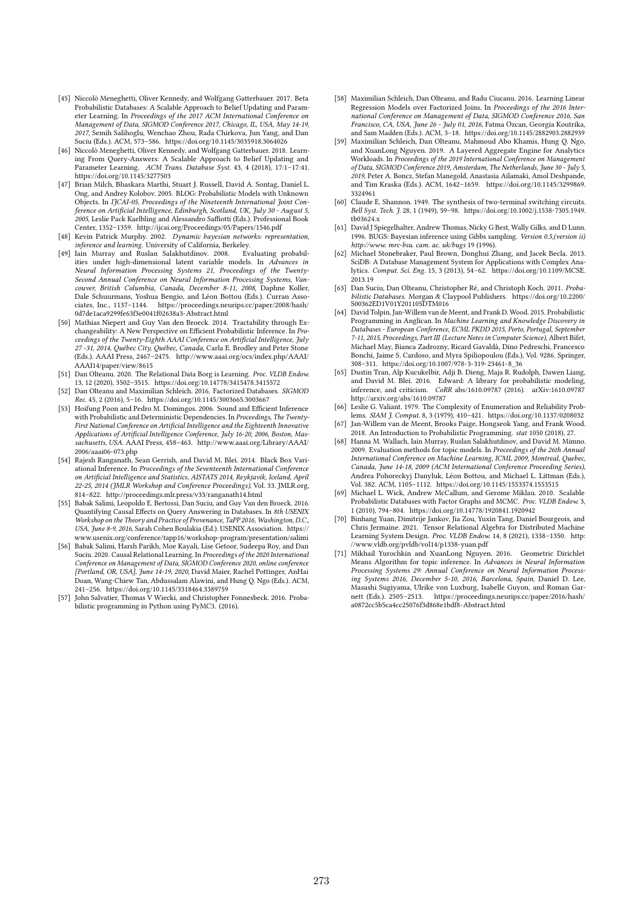[45] Niccolò Meneghetti, Oliver Kennedy, and Wolfgang Gatterbauer. 2017. Beta Probabilistic Databases: A Scalable Approach to Belief Updating and Parameter Learning. In *Proceedings of the 2017 ACM International Conference on Management of Data, SIGMOD Conference 2017, Chicago, IL, USA, May 14-19, 2017*, Semih Salihoglu, Wenchao Zhou, Rada Chirkova, Jun Yang, and Dan Suciu (Eds.). ACM, 573–586. https://doi.org/10.1145/3035918.3064026

[46] Niccolò Meneghetti, Oliver Kennedy, and Wolfgang Gatterbauer. 2018. Learning From Query-Answers: A Scalable Approach to Belief Updating and Parameter Learning. *ACM Trans. Database Syst.* 43, 4 (2018), 17:1–17:41. https://doi.org/10.1145/3277503

[47] Brian Milch, Bhaskara Marthi, Stuart J. Russell, David A. Sontag, Daniel L. Ong, and Andrey Kolobov. 2005. BLOG: Probabilistic Models with Unknown Objects. In *IJCAI-05, Proceedings of the Nineteenth International Joint Conference on Artificial Intelligence, Edinburgh, Scotland, UK, July 30 - August 5, 2005*, Leslie Pack Kaelbling and Alessandro Saffiotti (Eds.). Professional Book Center, 1352–1359. http://ijcai.org/Proceedings/05/Papers/1546.pdf

[48] Kevin Patrick Murphy. 2002. *Dynamic bayesian networks: representation, inference and learning.* University of California, Berkeley.

[49] Iain Murray and Ruslan Salakhutdinov. 2008. Evaluating probabilities under high-dimensional latent variable models. In *Advances in Neural Information Processing Systems 21, Proceedings of the Twenty-Second Annual Conference on Neural Information Processing Systems, Vancouver, British Columbia, Canada, December 8-11, 2008*, Daphne Koller, Dale Schuurmans, Yoshua Bengio, and Léon Bottou (Eds.). Curran Associates, Inc., 1137–1144. https://proceedings.neurips.cc/paper/2008/hash/0d7de1aca9299fe63f3e0041f02638a3-Abstract.html

[50] Mathias Niepert and Guy Van den Broeck. 2014. Tractability through Exchangeability: A New Perspective on Efficient Probabilistic Inference. In *Proceedings of the Twenty-Eighth AAAI Conference on Artificial Intelligence, July 27 -31, 2014, Québec City, Québec, Canada*, Carla E. Brodley and Peter Stone (Eds.). AAAI Press, 2467–2475. http://www.aaai.org/ocs/index.php/AAAI/AAAI14/paper/view/8615

[51] Dan Olteanu. 2020. The Relational Data Borg is Learning. *Proc. VLDB Endow.* 13, 12 (2020), 3502–3515. https://doi.org/10.14778/3415478.3415572

[52] Dan Olteanu and Maximilian Schleich. 2016. Factorized Databases. *SIGMOD Rec.* 45, 2 (2016), 5–16. https://doi.org/10.1145/3003665.3003667

[53] Hoifung Poon and Pedro M. Domingos. 2006. Sound and Efficient Inference with Probabilistic and Deterministic Dependencies. In *Proceedings, The Twenty-First National Conference on Artificial Intelligence and the Eighteenth Innovative Applications of Artificial Intelligence Conference, July 16-20, 2006, Boston, Massachusetts, USA*. AAAI Press, 458–463. http://www.aaai.org/Library/AAAI/2006/aaai06-073.php

[54] Rajesh Ranganath, Sean Gerrish, and David M. Blei. 2014. Black Box Variational Inference. In *Proceedings of the Seventeenth International Conference on Artificial Intelligence and Statistics, AISTATS 2014, Reykjavik, Iceland, April 22-25, 2014 (JMLR Workshop and Conference Proceedings)*, Vol. 33. JMLR.org, 814–822. http://proceedings.mlr.press/v33/ranganath14.html

[55] Babak Salimi, Leopoldo E. Bertossi, Dan Suciu, and Guy Van den Broeck. 2016. Quantifying Causal Effects on Query Answering in Databases. In *8th USENIX Workshop on the Theory and Practice of Provenance, TaPP 2016, Washington, D.C., USA, June 8-9, 2016*, Sarah Cohen Boulakia (Ed.). USENIX Association. https://www.usenix.org/conference/tapp16/workshop-program/presentation/salimi

[56] Babak Salimi, Harsh Parikh, Moe Kayali, Lise Getoor, Sudeepa Roy, and Dan Suciu. 2020. Causal Relational Learning. In *Proceedings of the 2020 International Conference on Management of Data, SIGMOD Conference 2020, online conference [Portland, OR, USA], June 14-19, 2020*, David Maier, Rachel Pottinger, AnHai Doan, Wang-Chiew Tan, Abdussalam Alawini, and Hung Q. Ngo (Eds.). ACM, 241–256. https://doi.org/10.1145/3318464.3389759

[57] John Salvatier, Thomas V Wiecki, and Christopher Fonnesbeck. 2016. Probabilistic programming in Python using PyMC3. (2016).

[58] Maximilian Schleich, Dan Olteanu, and Radu Ciucanu. 2016. Learning Linear Regression Models over Factorized Joins. In *Proceedings of the 2016 International Conference on Management of Data, SIGMOD Conference 2016, San Francisco, CA, USA, June 26 - July 01, 2016*, Fatma Özcan, Georgia Koutrika, and Sam Madden (Eds.). ACM, 3–18. https://doi.org/10.1145/2882903.2882939

[59] Maximilian Schleich, Dan Olteanu, Mahmoud Abo Khamis, Hung Q. Ngo, and XuanLong Nguyen. 2019. A Layered Aggregate Engine for Analytics Workloads. In *Proceedings of the 2019 International Conference on Management of Data, SIGMOD Conference 2019, Amsterdam, The Netherlands, June 30 - July 5, 2019*, Peter A. Boncz, Stefan Manegold, Anastasia Ailamaki, Amol Deshpande, and Tim Kraska (Eds.). ACM, 1642–1659. https://doi.org/10.1145/3299869.3324961

[60] Claude E. Shannon. 1949. The synthesis of two-terminal switching circuits. *Bell Syst. Tech. J.* 28, 1 (1949), 59–98. https://doi.org/10.1002/j.1538-7305.1949.tb03624.x

[61] David J Spiegelhalter, Andrew Thomas, Nicky G Best, Wally Gilks, and D Lunn. 1996. BUGS: Bayesian inference using Gibbs sampling. *Version 0.5,(version ii) http://www. mrc-bsu. cam. ac. uk/bugs* 19 (1996).

[62] Michael Stonebraker, Paul Brown, Donghui Zhang, and Jacek Becla. 2013. SciDB: A Database Management System for Applications with Complex Analytics. *Comput. Sci. Eng.* 15, 3 (2013), 54–62. https://doi.org/10.1109/MCSE.2013.19

[63] Dan Suciu, Dan Olteanu, Christopher Ré, and Christoph Koch. 2011. *Probabilistic Databases.* Morgan & Claypool Publishers. https://doi.org/10.2200/S00362ED1V01Y201105DTM016

[64] David Tolpin, Jan-Willem van de Meent, and Frank D. Wood. 2015. Probabilistic Programming in Anglican. In *Machine Learning and Knowledge Discovery in Databases - European Conference, ECML PKDD 2015, Porto, Portugal, September 7-11, 2015, Proceedings, Part III (Lecture Notes in Computer Science)*, Albert Bifet, Michael May, Bianca Zadrozny, Ricard Gavaldà, Dino Pedreschi, Francesco Bonchi, Jaime S. Cardoso, and Myra Spiliopoulou (Eds.), Vol. 9286. Springer, 308–311. https://doi.org/10.1007/978-3-319-23461-8_36

[65] Dustin Tran, Alp Kucukelbir, Adji B. Dieng, Maja R. Rudolph, Dawen Liang, and David M. Blei. 2016. Edward: A library for probabilistic modeling, inference, and criticism. *CoRR* abs/1610.09787 (2016). arXiv:1610.09787 http://arxiv.org/abs/1610.09787

[66] Leslie G. Valiant. 1979. The Complexity of Enumeration and Reliability Problems. *SIAM J. Comput.* 8, 3 (1979), 410–421. https://doi.org/10.1137/0208032

[67] Jan-Willem van de Meent, Brooks Paige, Hongseok Yang, and Frank Wood. 2018. An Introduction to Probabilistic Programming. *stat* 1050 (2018), 27.

[68] Hanna M. Wallach, Iain Murray, Ruslan Salakhutdinov, and David M. Mimno. 2009. Evaluation methods for topic models. In *Proceedings of the 26th Annual International Conference on Machine Learning, ICML 2009, Montreal, Quebec, Canada, June 14-18, 2009 (ACM International Conference Proceeding Series)*, Andrea Pohoreckyj Danyluk, Léon Bottou, and Michael L. Littman (Eds.), Vol. 382. ACM, 1105–1112. https://doi.org/10.1145/1553374.1553515

[69] Michael L. Wick, Andrew McCallum, and Gerome Miklau. 2010. Scalable Probabilistic Databases with Factor Graphs and MCMC. *Proc. VLDB Endow.* 3, 1 (2010), 794–804. https://doi.org/10.14778/1920841.1920942

[70] Binhang Yuan, Dimitrije Jankov, Jia Zou, Yuxin Tang, Daniel Bourgeois, and Chris Jermaine. 2021. Tensor Relational Algebra for Distributed Machine Learning System Design. *Proc. VLDB Endow.* 14, 8 (2021), 1338–1350. http://www.vldb.org/pvldb/vol14/p1338-yuan.pdf

[71] Mikhail Yurochkin and XuanLong Nguyen. 2016. Geometric Dirichlet Means Algorithm for topic inference. In *Advances in Neural Information Processing Systems 29: Annual Conference on Neural Information Processing Systems 2016, December 5-10, 2016, Barcelona, Spain*, Daniel D. Lee, Masashi Sugiyama, Ulrike von Luxburg, Isabelle Guyon, and Roman Garnett (Eds.). 2505–2513. https://proceedings.neurips.cc/paper/2016/hash/a0872cc5b5ca4cc25076f3d868e1bdf8-Abstract.html